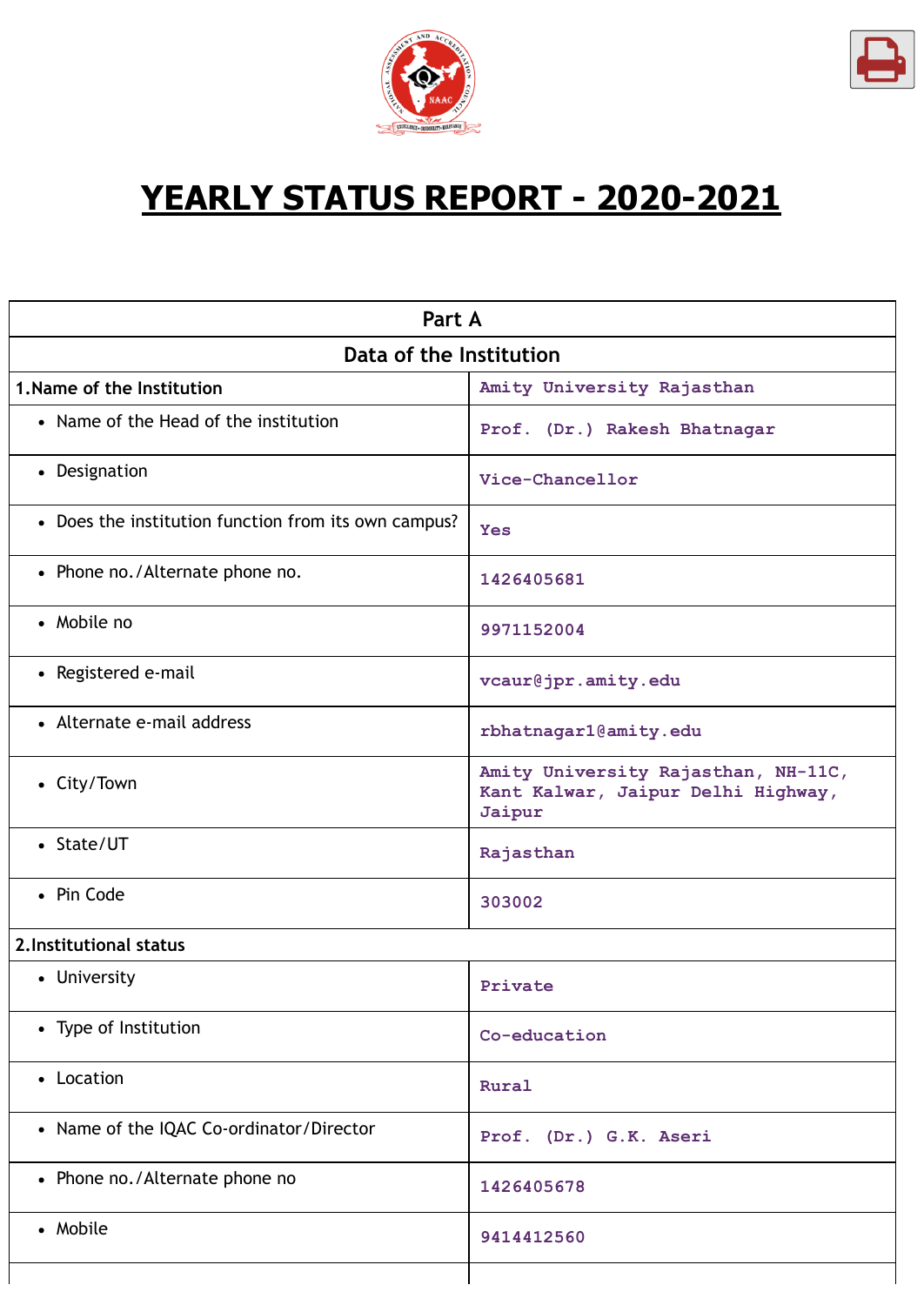# YEARLY STATUS REPORT - 2020-2021

| Part A | |
|---|---|
| **Data of the Institution** | |
| **1.Name of the Institution** | Amity University Rajasthan |
| • Name of the Head of the institution | Prof. (Dr.) Rakesh Bhatnagar |
| • Designation | Vice-Chancellor |
| • Does the institution function from its own campus? | Yes |
| • Phone no./Alternate phone no. | 1426405681 |
| • Mobile no | 9971152004 |
| • Registered e-mail | vcaur@jpr.amity.edu |
| • Alternate e-mail address | rbhatnagar1@amity.edu |
| • City/Town | Amity University Rajasthan, NH-11C, Kant Kalwar, Jaipur Delhi Highway, Jaipur |
| • State/UT | Rajasthan |
| • Pin Code | 303002 |
| **2.Institutional status** | |
| • University | Private |
| • Type of Institution | Co-education |
| • Location | Rural |
| • Name of the IQAC Co-ordinator/Director | Prof. (Dr.) G.K. Aseri |
| • Phone no./Alternate phone no | 1426405678 |
| • Mobile | 9414412560 |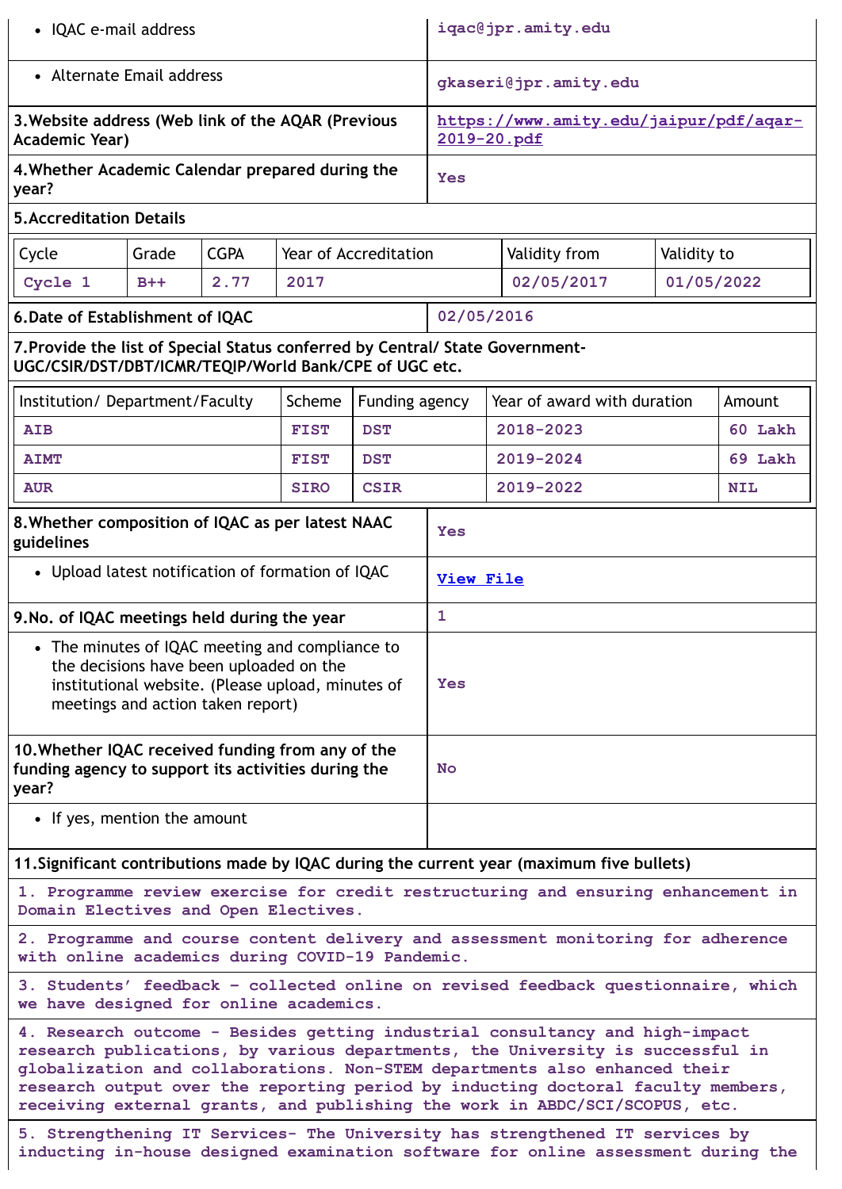| | |
|---|---|
| • IQAC e-mail address | iqac@jpr.amity.edu |
| • Alternate Email address | gkaseri@jpr.amity.edu |
| **3.Website address (Web link of the AQAR (Previous Academic Year)** | https://www.amity.edu/jaipur/pdf/aqar-2019-20.pdf |
| **4.Whether Academic Calendar prepared during the year?** | Yes |

**5.Accreditation Details**

| Cycle | Grade | CGPA | Year of Accreditation | Validity from | Validity to |
|---|---|---|---|---|---|
| Cycle 1 | B++ | 2.77 | 2017 | 02/05/2017 | 01/05/2022 |

| | |
|---|---|
| **6.Date of Establishment of IQAC** | 02/05/2016 |

**7.Provide the list of Special Status conferred by Central/ State Government-UGC/CSIR/DST/DBT/ICMR/TEQIP/World Bank/CPE of UGC etc.**

| Institution/ Department/Faculty | Scheme | Funding agency | Year of award with duration | Amount |
|---|---|---|---|---|
| AIB | FIST | DST | 2018-2023 | 60 Lakh |
| AIMT | FIST | DST | 2019-2024 | 69 Lakh |
| AUR | SIRO | CSIR | 2019-2022 | NIL |

| | |
|---|---|
| **8.Whether composition of IQAC as per latest NAAC guidelines** | Yes |
| • Upload latest notification of formation of IQAC | View File |
| **9.No. of IQAC meetings held during the year** | 1 |
| • The minutes of IQAC meeting and compliance to the decisions have been uploaded on the institutional website. (Please upload, minutes of meetings and action taken report) | Yes |
| **10.Whether IQAC received funding from any of the funding agency to support its activities during the year?** | No |
| • If yes, mention the amount | |

**11.Significant contributions made by IQAC during the current year (maximum five bullets)**

1. Programme review exercise for credit restructuring and ensuring enhancement in Domain Electives and Open Electives.

2. Programme and course content delivery and assessment monitoring for adherence with online academics during COVID-19 Pandemic.

3. Students' feedback - collected online on revised feedback questionnaire, which we have designed for online academics.

4. Research outcome - Besides getting industrial consultancy and high-impact research publications, by various departments, the University is successful in globalization and collaborations. Non-STEM departments also enhanced their research output over the reporting period by inducting doctoral faculty members, receiving external grants, and publishing the work in ABDC/SCI/SCOPUS, etc.

5. Strengthening IT Services- The University has strengthened IT services by inducting in-house designed examination software for online assessment during the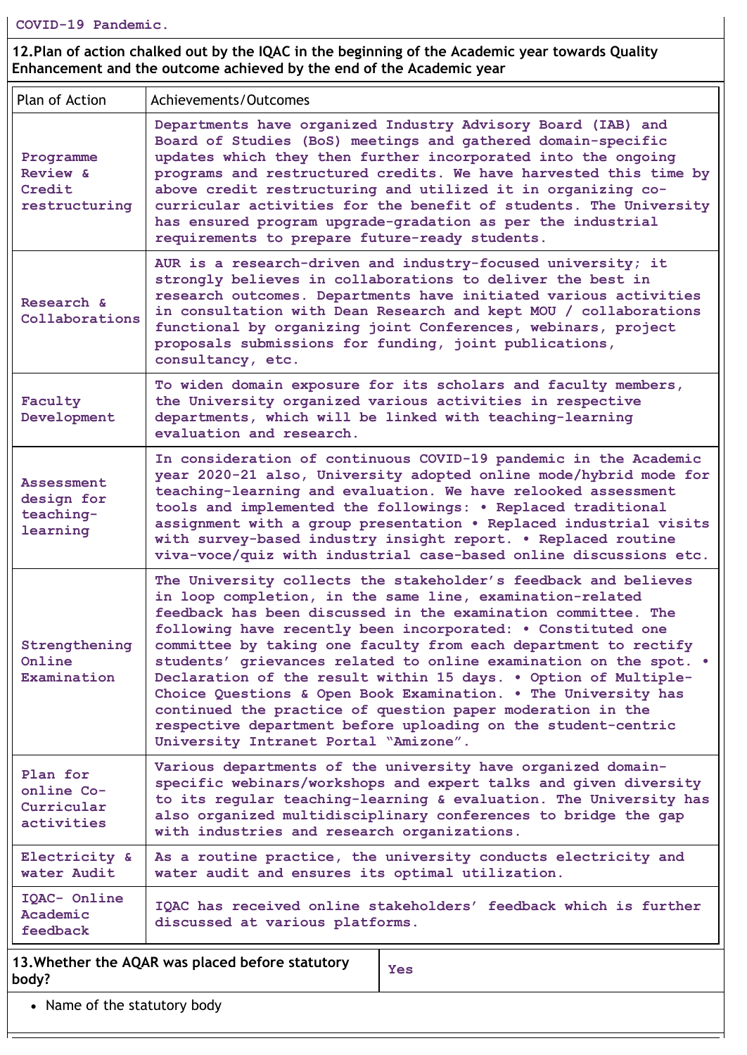COVID-19 Pandemic.

**12.Plan of action chalked out by the IQAC in the beginning of the Academic year towards Quality Enhancement and the outcome achieved by the end of the Academic year**

| Plan of Action | Achievements/Outcomes |
|---|---|
| Programme Review & Credit restructuring | Departments have organized Industry Advisory Board (IAB) and Board of Studies (BoS) meetings and gathered domain-specific updates which they then further incorporated into the ongoing programs and restructured credits. We have harvested this time by above credit restructuring and utilized it in organizing co-curricular activities for the benefit of students. The University has ensured program upgrade-gradation as per the industrial requirements to prepare future-ready students. |
| Research & Collaborations | AUR is a research-driven and industry-focused university; it strongly believes in collaborations to deliver the best in research outcomes. Departments have initiated various activities in consultation with Dean Research and kept MOU / collaborations functional by organizing joint Conferences, webinars, project proposals submissions for funding, joint publications, consultancy, etc. |
| Faculty Development | To widen domain exposure for its scholars and faculty members, the University organized various activities in respective departments, which will be linked with teaching-learning evaluation and research. |
| Assessment design for teaching-learning | In consideration of continuous COVID-19 pandemic in the Academic year 2020-21 also, University adopted online mode/hybrid mode for teaching-learning and evaluation. We have relooked assessment tools and implemented the followings: • Replaced traditional assignment with a group presentation • Replaced industrial visits with survey-based industry insight report. • Replaced routine viva-voce/quiz with industrial case-based online discussions etc. |
| Strengthening Online Examination | The University collects the stakeholder's feedback and believes in loop completion, in the same line, examination-related feedback has been discussed in the examination committee. The following have recently been incorporated: • Constituted one committee by taking one faculty from each department to rectify students' grievances related to online examination on the spot. • Declaration of the result within 15 days. • Option of Multiple-Choice Questions & Open Book Examination. • The University has continued the practice of question paper moderation in the respective department before uploading on the student-centric University Intranet Portal "Amizone". |
| Plan for online Co-Curricular activities | Various departments of the university have organized domain-specific webinars/workshops and expert talks and given diversity to its regular teaching-learning & evaluation. The University has also organized multidisciplinary conferences to bridge the gap with industries and research organizations. |
| Electricity & water Audit | As a routine practice, the university conducts electricity and water audit and ensures its optimal utilization. |
| IQAC- Online Academic feedback | IQAC has received online stakeholders' feedback which is further discussed at various platforms. |

| **13.Whether the AQAR was placed before statutory body?** | Yes |
|---|---|

- Name of the statutory body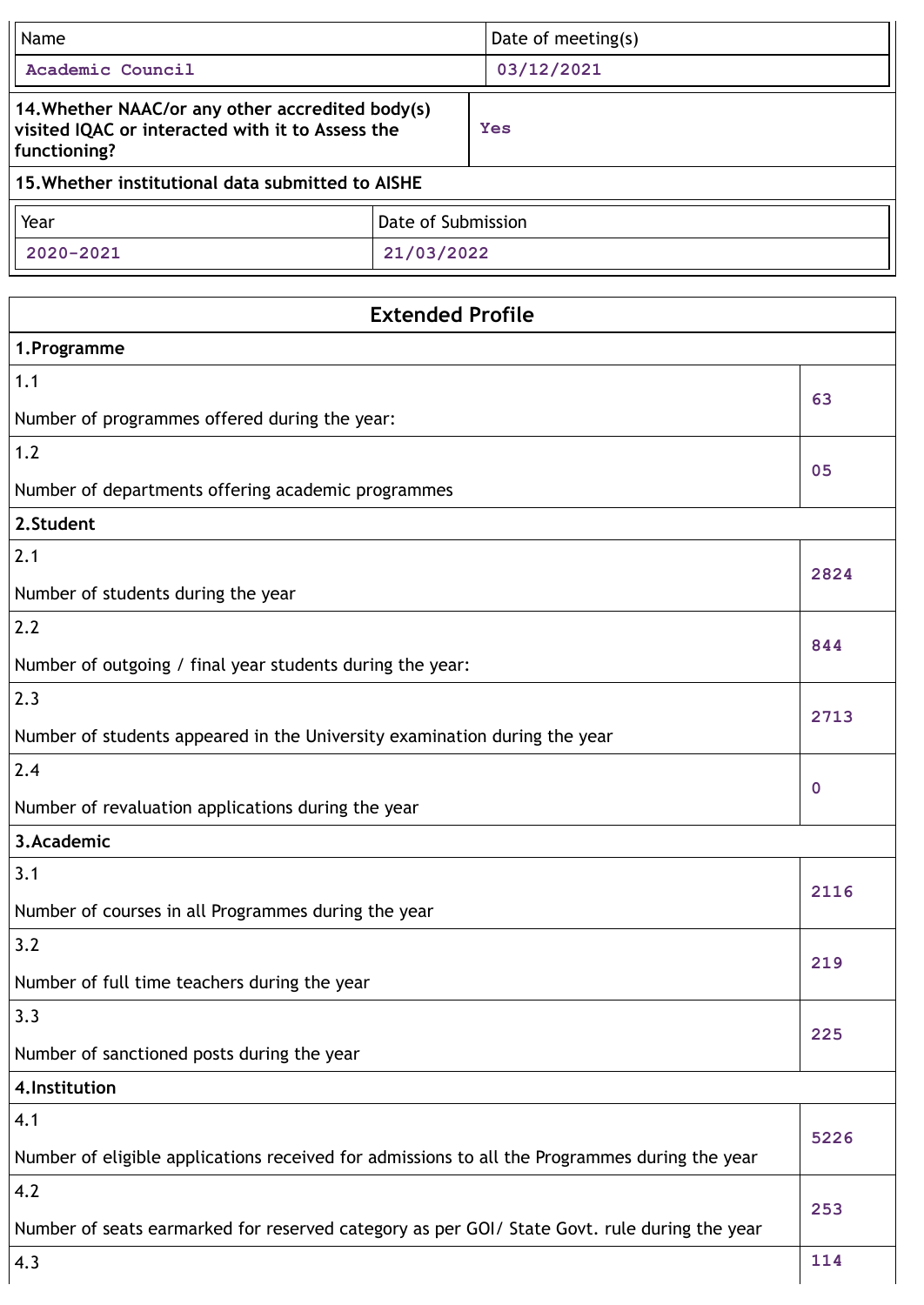| Name | Date of meeting(s) |
|---|---|
| Academic Council | 03/12/2021 |

| 14.Whether NAAC/or any other accredited body(s) visited IQAC or interacted with it to Assess the functioning? | Yes |
|---|---|

**15.Whether institutional data submitted to AISHE**

| Year | Date of Submission |
|---|---|
| 2020-2021 | 21/03/2022 |

## Extended Profile

| **1.Programme** | |
|---|---|
| 1.1<br>Number of programmes offered during the year: | 63 |
| 1.2<br>Number of departments offering academic programmes | 05 |
| **2.Student** | |
| 2.1<br>Number of students during the year | 2824 |
| 2.2<br>Number of outgoing / final year students during the year: | 844 |
| 2.3<br>Number of students appeared in the University examination during the year | 2713 |
| 2.4<br>Number of revaluation applications during the year | 0 |
| **3.Academic** | |
| 3.1<br>Number of courses in all Programmes during the year | 2116 |
| 3.2<br>Number of full time teachers during the year | 219 |
| 3.3<br>Number of sanctioned posts during the year | 225 |
| **4.Institution** | |
| 4.1<br>Number of eligible applications received for admissions to all the Programmes during the year | 5226 |
| 4.2<br>Number of seats earmarked for reserved category as per GOI/ State Govt. rule during the year | 253 |
| 4.3 | 114 |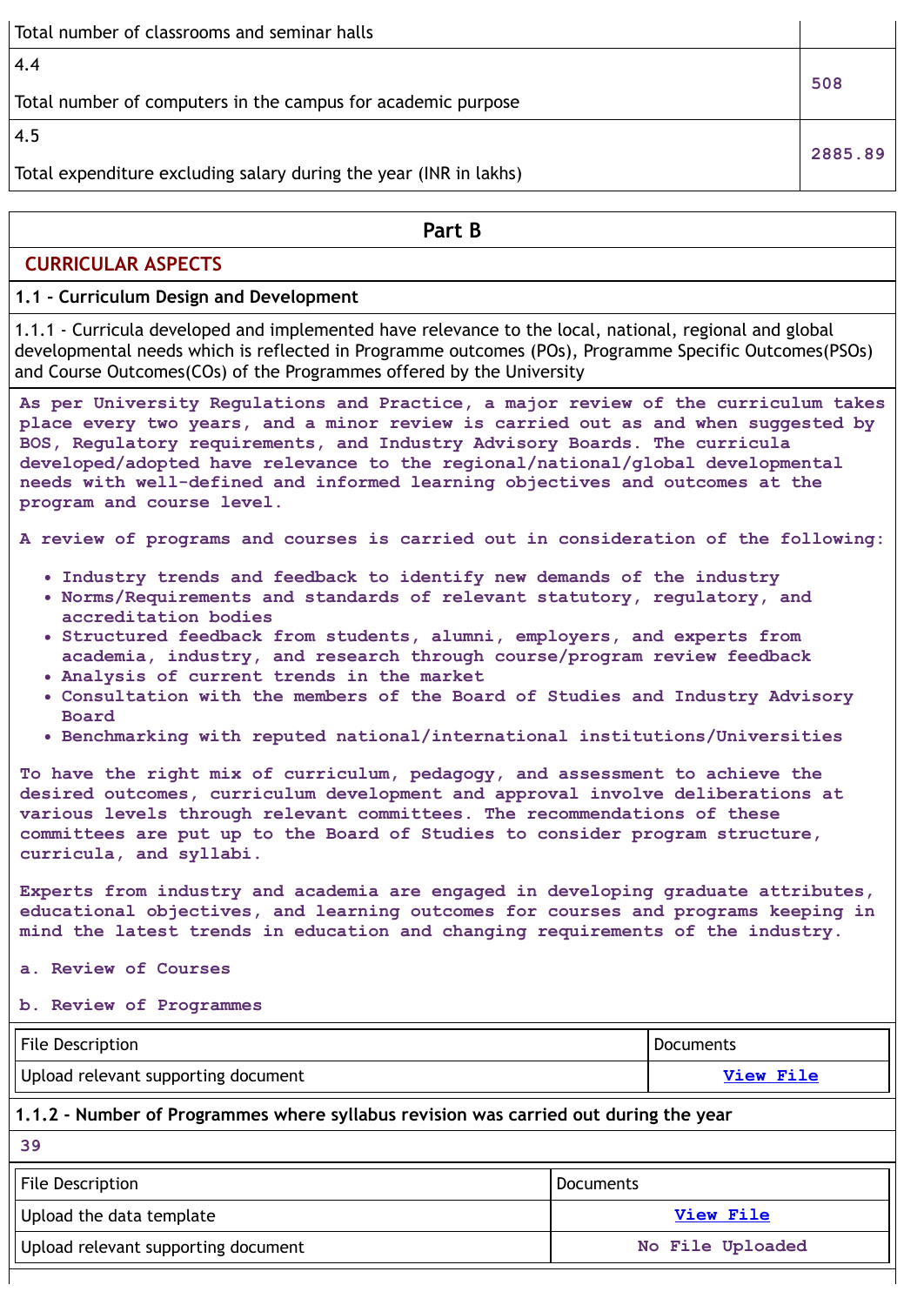| | |
|---|---|
| Total number of classrooms and seminar halls | |
| 4.4<br><br>Total number of computers in the campus for academic purpose | 508 |
| 4.5<br><br>Total expenditure excluding salary during the year (INR in lakhs) | 2885.89 |

## Part B

### CURRICULAR ASPECTS

#### 1.1 - Curriculum Design and Development

1.1.1 - Curricula developed and implemented have relevance to the local, national, regional and global developmental needs which is reflected in Programme outcomes (POs), Programme Specific Outcomes(PSOs) and Course Outcomes(COs) of the Programmes offered by the University

As per University Regulations and Practice, a major review of the curriculum takes place every two years, and a minor review is carried out as and when suggested by BOS, Regulatory requirements, and Industry Advisory Boards. The curricula developed/adopted have relevance to the regional/national/global developmental needs with well-defined and informed learning objectives and outcomes at the program and course level.

A review of programs and courses is carried out in consideration of the following:

- Industry trends and feedback to identify new demands of the industry
- Norms/Requirements and standards of relevant statutory, regulatory, and accreditation bodies
- Structured feedback from students, alumni, employers, and experts from academia, industry, and research through course/program review feedback
- Analysis of current trends in the market
- Consultation with the members of the Board of Studies and Industry Advisory Board
- Benchmarking with reputed national/international institutions/Universities

To have the right mix of curriculum, pedagogy, and assessment to achieve the desired outcomes, curriculum development and approval involve deliberations at various levels through relevant committees. The recommendations of these committees are put up to the Board of Studies to consider program structure, curricula, and syllabi.

Experts from industry and academia are engaged in developing graduate attributes, educational objectives, and learning outcomes for courses and programs keeping in mind the latest trends in education and changing requirements of the industry.

a. Review of Courses

b. Review of Programmes

| File Description | Documents |
|---|---|
| Upload relevant supporting document | View File |

#### 1.1.2 - Number of Programmes where syllabus revision was carried out during the year

39

| File Description | Documents |
|---|---|
| Upload the data template | View File |
| Upload relevant supporting document | No File Uploaded |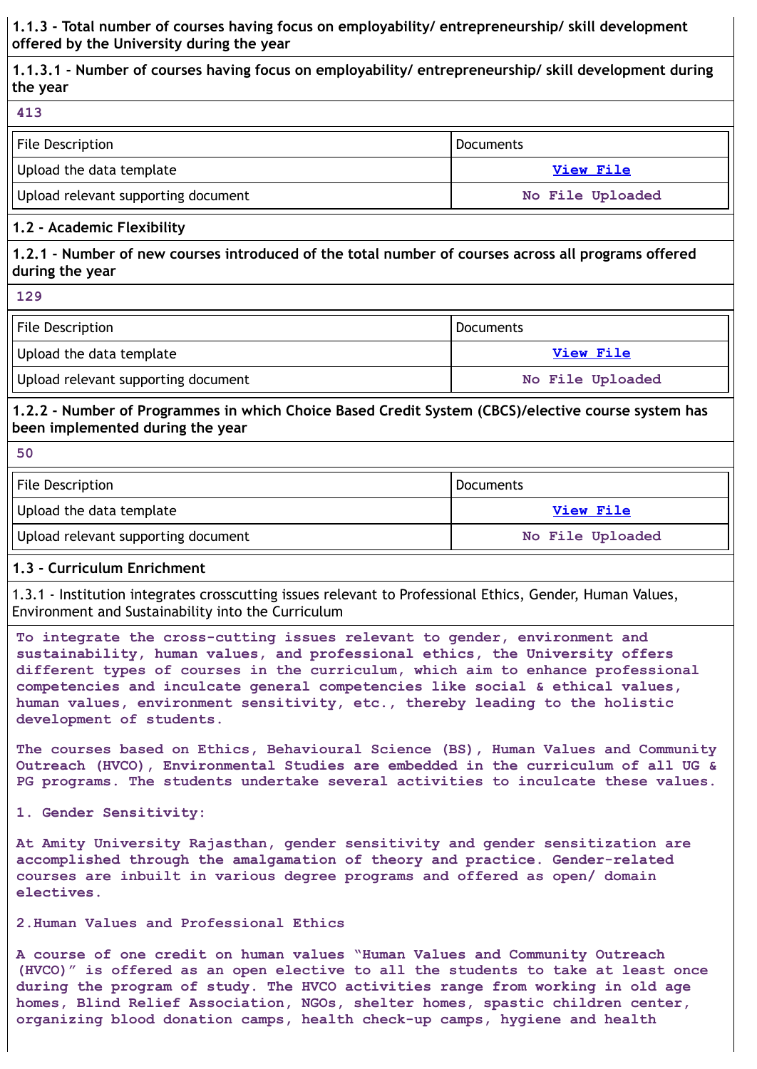**1.1.3 - Total number of courses having focus on employability/ entrepreneurship/ skill development offered by the University during the year**

**1.1.3.1 - Number of courses having focus on employability/ entrepreneurship/ skill development during the year**

**413**

| File Description | Documents |
|---|---|
| Upload the data template | View File |
| Upload relevant supporting document | No File Uploaded |

**1.2 - Academic Flexibility**

**1.2.1 - Number of new courses introduced of the total number of courses across all programs offered during the year**

**129**

| File Description | Documents |
|---|---|
| Upload the data template | View File |
| Upload relevant supporting document | No File Uploaded |

**1.2.2 - Number of Programmes in which Choice Based Credit System (CBCS)/elective course system has been implemented during the year**

**50**

| File Description | Documents |
|---|---|
| Upload the data template | View File |
| Upload relevant supporting document | No File Uploaded |

**1.3 - Curriculum Enrichment**

1.3.1 - Institution integrates crosscutting issues relevant to Professional Ethics, Gender, Human Values, Environment and Sustainability into the Curriculum

**To integrate the cross-cutting issues relevant to gender, environment and sustainability, human values, and professional ethics, the University offers different types of courses in the curriculum, which aim to enhance professional competencies and inculcate general competencies like social & ethical values, human values, environment sensitivity, etc., thereby leading to the holistic development of students.**

**The courses based on Ethics, Behavioural Science (BS), Human Values and Community Outreach (HVCO), Environmental Studies are embedded in the curriculum of all UG & PG programs. The students undertake several activities to inculcate these values.**

**1. Gender Sensitivity:**

**At Amity University Rajasthan, gender sensitivity and gender sensitization are accomplished through the amalgamation of theory and practice. Gender-related courses are inbuilt in various degree programs and offered as open/ domain electives.**

**2.Human Values and Professional Ethics**

**A course of one credit on human values "Human Values and Community Outreach (HVCO)" is offered as an open elective to all the students to take at least once during the program of study. The HVCO activities range from working in old age homes, Blind Relief Association, NGOs, shelter homes, spastic children center, organizing blood donation camps, health check-up camps, hygiene and health**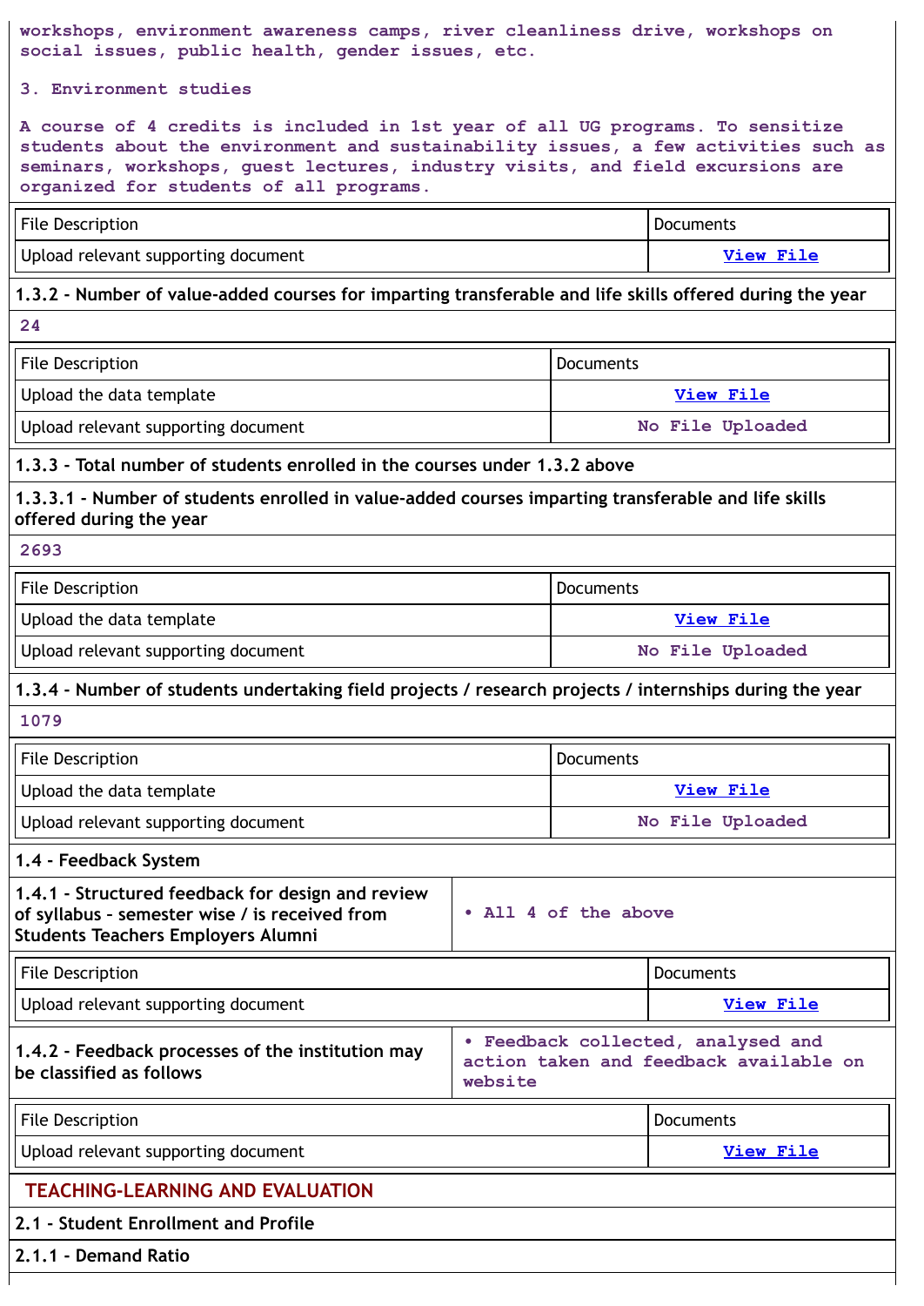workshops, environment awareness camps, river cleanliness drive, workshops on social issues, public health, gender issues, etc.

3. Environment studies

A course of 4 credits is included in 1st year of all UG programs. To sensitize students about the environment and sustainability issues, a few activities such as seminars, workshops, guest lectures, industry visits, and field excursions are organized for students of all programs.

| File Description | Documents |
|---|---|
| Upload relevant supporting document | View File |

**1.3.2 - Number of value-added courses for imparting transferable and life skills offered during the year**

24

| File Description | Documents |
|---|---|
| Upload the data template | View File |
| Upload relevant supporting document | No File Uploaded |

**1.3.3 - Total number of students enrolled in the courses under 1.3.2 above**

**1.3.3.1 - Number of students enrolled in value-added courses imparting transferable and life skills offered during the year**

2693

| File Description | Documents |
|---|---|
| Upload the data template | View File |
| Upload relevant supporting document | No File Uploaded |

**1.3.4 - Number of students undertaking field projects / research projects / internships during the year**

1079

| File Description | Documents |
|---|---|
| Upload the data template | View File |
| Upload relevant supporting document | No File Uploaded |

**1.4 - Feedback System**

| **1.4.1 - Structured feedback for design and review of syllabus – semester wise / is received from Students Teachers Employers Alumni** | • All 4 of the above |
|---|---|

| File Description | Documents |
|---|---|
| Upload relevant supporting document | View File |

| **1.4.2 - Feedback processes of the institution may be classified as follows** | • Feedback collected, analysed and action taken and feedback available on website |
|---|---|

| File Description | Documents |
|---|---|
| Upload relevant supporting document | View File |

## TEACHING-LEARNING AND EVALUATION

**2.1 - Student Enrollment and Profile**

**2.1.1 - Demand Ratio**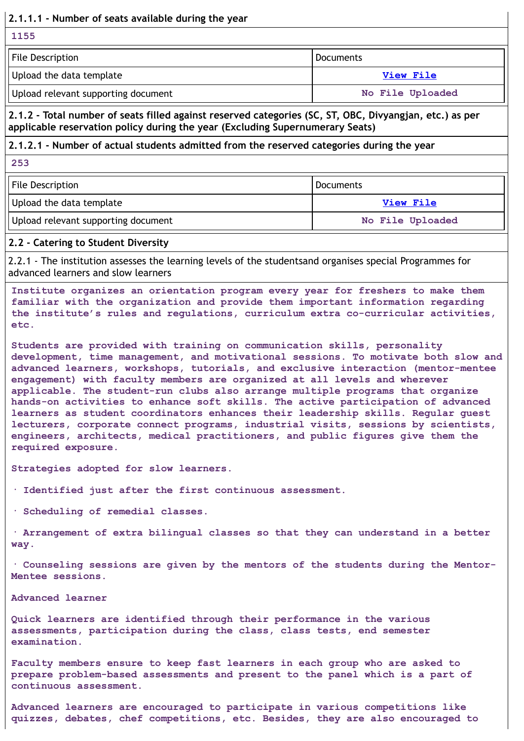**2.1.1.1 - Number of seats available during the year**

1155

| File Description | Documents |
|---|---|
| Upload the data template | View File |
| Upload relevant supporting document | No File Uploaded |

**2.1.2 - Total number of seats filled against reserved categories (SC, ST, OBC, Divyangjan, etc.) as per applicable reservation policy during the year (Excluding Supernumerary Seats)**

**2.1.2.1 - Number of actual students admitted from the reserved categories during the year**

253

| File Description | Documents |
|---|---|
| Upload the data template | View File |
| Upload relevant supporting document | No File Uploaded |

**2.2 - Catering to Student Diversity**

2.2.1 - The institution assesses the learning levels of the studentsand organises special Programmes for advanced learners and slow learners

Institute organizes an orientation program every year for freshers to make them familiar with the organization and provide them important information regarding the institute's rules and regulations, curriculum extra co-curricular activities, etc.

Students are provided with training on communication skills, personality development, time management, and motivational sessions. To motivate both slow and advanced learners, workshops, tutorials, and exclusive interaction (mentor-mentee engagement) with faculty members are organized at all levels and wherever applicable. The student-run clubs also arrange multiple programs that organize hands-on activities to enhance soft skills. The active participation of advanced learners as student coordinators enhances their leadership skills. Regular guest lecturers, corporate connect programs, industrial visits, sessions by scientists, engineers, architects, medical practitioners, and public figures give them the required exposure.

Strategies adopted for slow learners.

- Identified just after the first continuous assessment.
- Scheduling of remedial classes.
- Arrangement of extra bilingual classes so that they can understand in a better way.
- Counseling sessions are given by the mentors of the students during the Mentor-Mentee sessions.

Advanced learner

Quick learners are identified through their performance in the various assessments, participation during the class, class tests, end semester examination.

Faculty members ensure to keep fast learners in each group who are asked to prepare problem-based assessments and present to the panel which is a part of continuous assessment.

Advanced learners are encouraged to participate in various competitions like quizzes, debates, chef competitions, etc. Besides, they are also encouraged to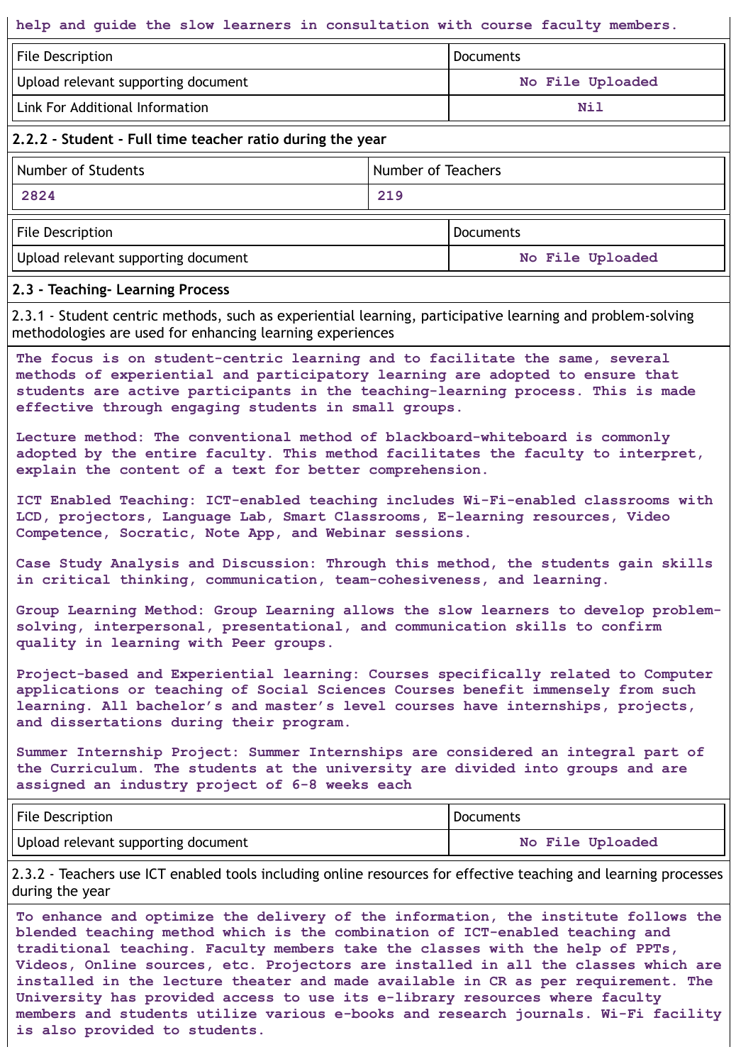help and guide the slow learners in consultation with course faculty members.

| File Description | Documents |
|---|---|
| Upload relevant supporting document | No File Uploaded |
| Link For Additional Information | Nil |

**2.2.2 - Student - Full time teacher ratio during the year**

| Number of Students | Number of Teachers |
|---|---|
| 2824 | 219 |

| File Description | Documents |
|---|---|
| Upload relevant supporting document | No File Uploaded |

**2.3 - Teaching- Learning Process**

2.3.1 - Student centric methods, such as experiential learning, participative learning and problem-solving methodologies are used for enhancing learning experiences

The focus is on student-centric learning and to facilitate the same, several methods of experiential and participatory learning are adopted to ensure that students are active participants in the teaching-learning process. This is made effective through engaging students in small groups.

Lecture method: The conventional method of blackboard-whiteboard is commonly adopted by the entire faculty. This method facilitates the faculty to interpret, explain the content of a text for better comprehension.

ICT Enabled Teaching: ICT-enabled teaching includes Wi-Fi-enabled classrooms with LCD, projectors, Language Lab, Smart Classrooms, E-learning resources, Video Competence, Socratic, Note App, and Webinar sessions.

Case Study Analysis and Discussion: Through this method, the students gain skills in critical thinking, communication, team-cohesiveness, and learning.

Group Learning Method: Group Learning allows the slow learners to develop problem-solving, interpersonal, presentational, and communication skills to confirm quality in learning with Peer groups.

Project-based and Experiential learning: Courses specifically related to Computer applications or teaching of Social Sciences Courses benefit immensely from such learning. All bachelor's and master's level courses have internships, projects, and dissertations during their program.

Summer Internship Project: Summer Internships are considered an integral part of the Curriculum. The students at the university are divided into groups and are assigned an industry project of 6-8 weeks each

| File Description | Documents |
|---|---|
| Upload relevant supporting document | No File Uploaded |

2.3.2 - Teachers use ICT enabled tools including online resources for effective teaching and learning processes during the year

To enhance and optimize the delivery of the information, the institute follows the blended teaching method which is the combination of ICT-enabled teaching and traditional teaching. Faculty members take the classes with the help of PPTs, Videos, Online sources, etc. Projectors are installed in all the classes which are installed in the lecture theater and made available in CR as per requirement. The University has provided access to use its e-library resources where faculty members and students utilize various e-books and research journals. Wi-Fi facility is also provided to students.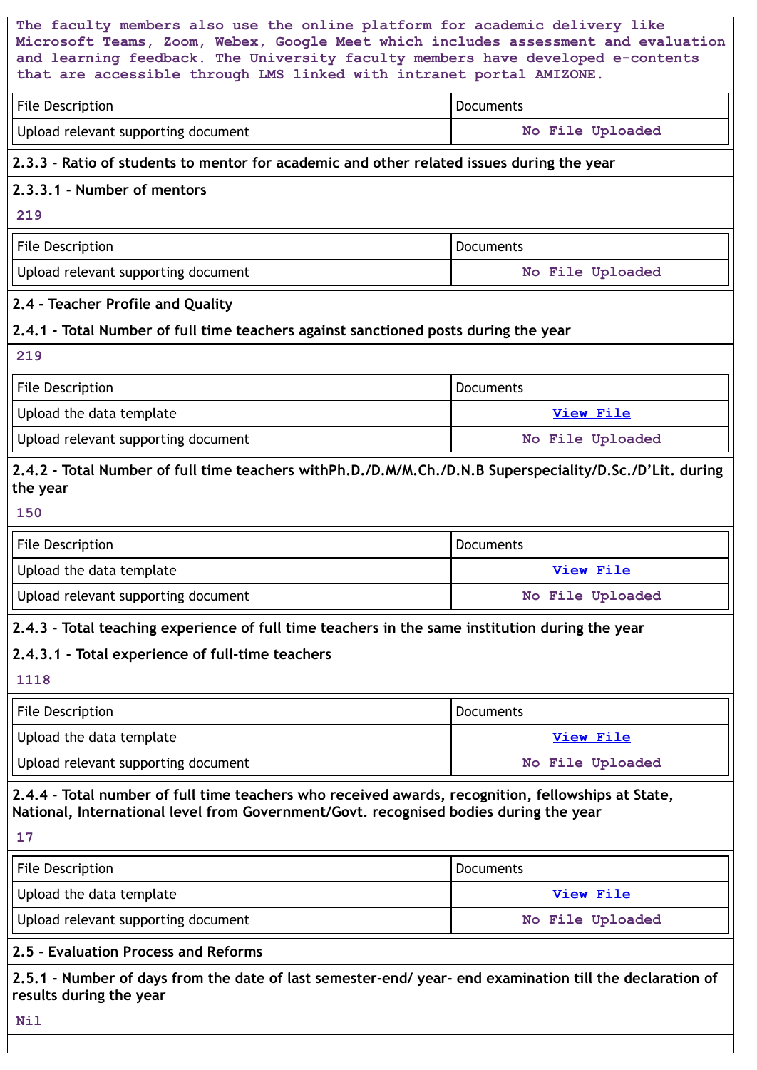The faculty members also use the online platform for academic delivery like Microsoft Teams, Zoom, Webex, Google Meet which includes assessment and evaluation and learning feedback. The University faculty members have developed e-contents that are accessible through LMS linked with intranet portal AMIZONE.

| File Description | Documents |
|---|---|
| Upload relevant supporting document | No File Uploaded |

**2.3.3 - Ratio of students to mentor for academic and other related issues during the year**

**2.3.3.1 - Number of mentors**

219

| File Description | Documents |
|---|---|
| Upload relevant supporting document | No File Uploaded |

**2.4 - Teacher Profile and Quality**

**2.4.1 - Total Number of full time teachers against sanctioned posts during the year**

219

| File Description | Documents |
|---|---|
| Upload the data template | View File |
| Upload relevant supporting document | No File Uploaded |

**2.4.2 - Total Number of full time teachers withPh.D./D.M/M.Ch./D.N.B Superspeciality/D.Sc./D'Lit. during the year**

150

| File Description | Documents |
|---|---|
| Upload the data template | View File |
| Upload relevant supporting document | No File Uploaded |

**2.4.3 - Total teaching experience of full time teachers in the same institution during the year**

**2.4.3.1 - Total experience of full-time teachers**

1118

| File Description | Documents |
|---|---|
| Upload the data template | View File |
| Upload relevant supporting document | No File Uploaded |

**2.4.4 - Total number of full time teachers who received awards, recognition, fellowships at State, National, International level from Government/Govt. recognised bodies during the year**

17

| File Description | Documents |
|---|---|
| Upload the data template | View File |
| Upload relevant supporting document | No File Uploaded |

**2.5 - Evaluation Process and Reforms**

**2.5.1 - Number of days from the date of last semester-end/ year- end examination till the declaration of results during the year**

Nil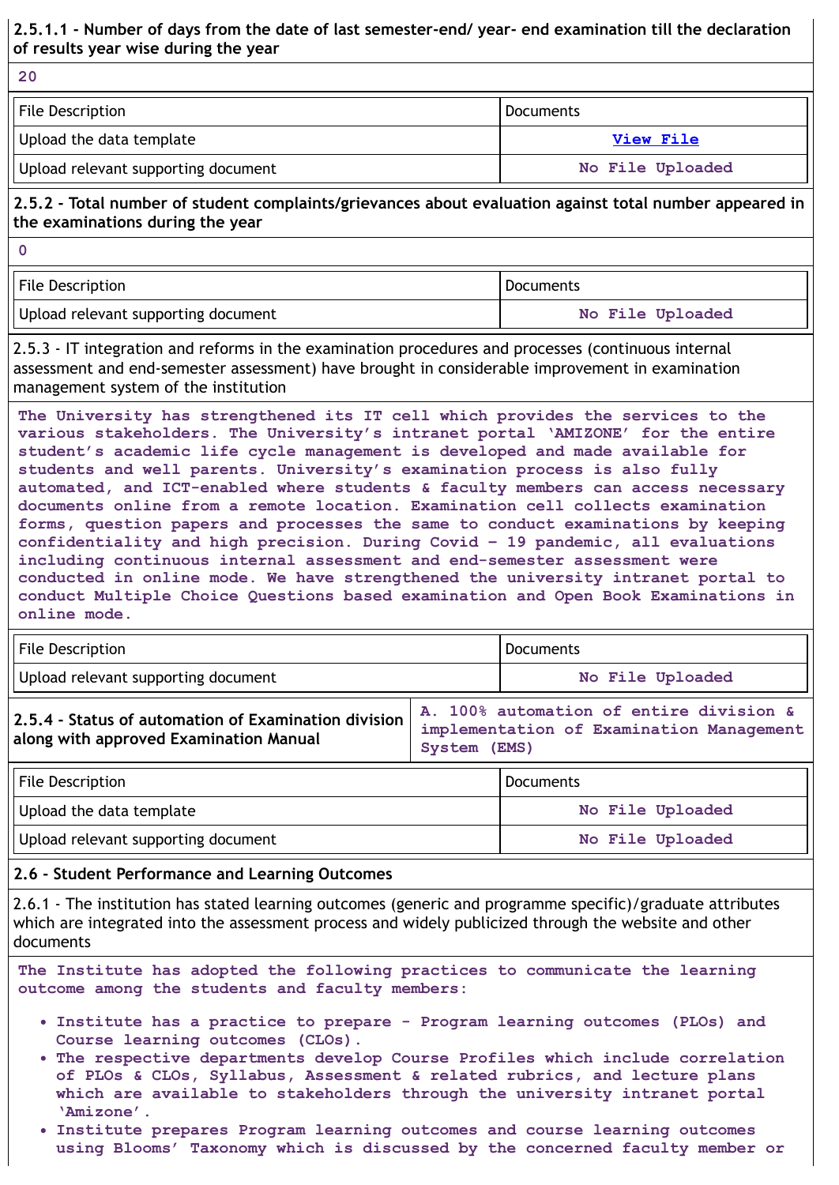**2.5.1.1 - Number of days from the date of last semester-end/ year- end examination till the declaration of results year wise during the year**

20

| File Description | Documents |
|---|---|
| Upload the data template | View File |
| Upload relevant supporting document | No File Uploaded |

**2.5.2 - Total number of student complaints/grievances about evaluation against total number appeared in the examinations during the year**

0

| File Description | Documents |
|---|---|
| Upload relevant supporting document | No File Uploaded |

2.5.3 - IT integration and reforms in the examination procedures and processes (continuous internal assessment and end-semester assessment) have brought in considerable improvement in examination management system of the institution

The University has strengthened its IT cell which provides the services to the various stakeholders. The University's intranet portal 'AMIZONE' for the entire student's academic life cycle management is developed and made available for students and well parents. University's examination process is also fully automated, and ICT-enabled where students & faculty members can access necessary documents online from a remote location. Examination cell collects examination forms, question papers and processes the same to conduct examinations by keeping confidentiality and high precision. During Covid – 19 pandemic, all evaluations including continuous internal assessment and end-semester assessment were conducted in online mode. We have strengthened the university intranet portal to conduct Multiple Choice Questions based examination and Open Book Examinations in online mode.

| File Description | Documents |
|---|---|
| Upload relevant supporting document | No File Uploaded |

| **2.5.4 - Status of automation of Examination division along with approved Examination Manual** | A. 100% automation of entire division & implementation of Examination Management System (EMS) |
|---|---|

| File Description | Documents |
|---|---|
| Upload the data template | No File Uploaded |
| Upload relevant supporting document | No File Uploaded |

**2.6 - Student Performance and Learning Outcomes**

2.6.1 - The institution has stated learning outcomes (generic and programme specific)/graduate attributes which are integrated into the assessment process and widely publicized through the website and other documents

The Institute has adopted the following practices to communicate the learning outcome among the students and faculty members:

- Institute has a practice to prepare - Program learning outcomes (PLOs) and Course learning outcomes (CLOs).
- The respective departments develop Course Profiles which include correlation of PLOs & CLOs, Syllabus, Assessment & related rubrics, and lecture plans which are available to stakeholders through the university intranet portal 'Amizone'.
- Institute prepares Program learning outcomes and course learning outcomes using Blooms' Taxonomy which is discussed by the concerned faculty member or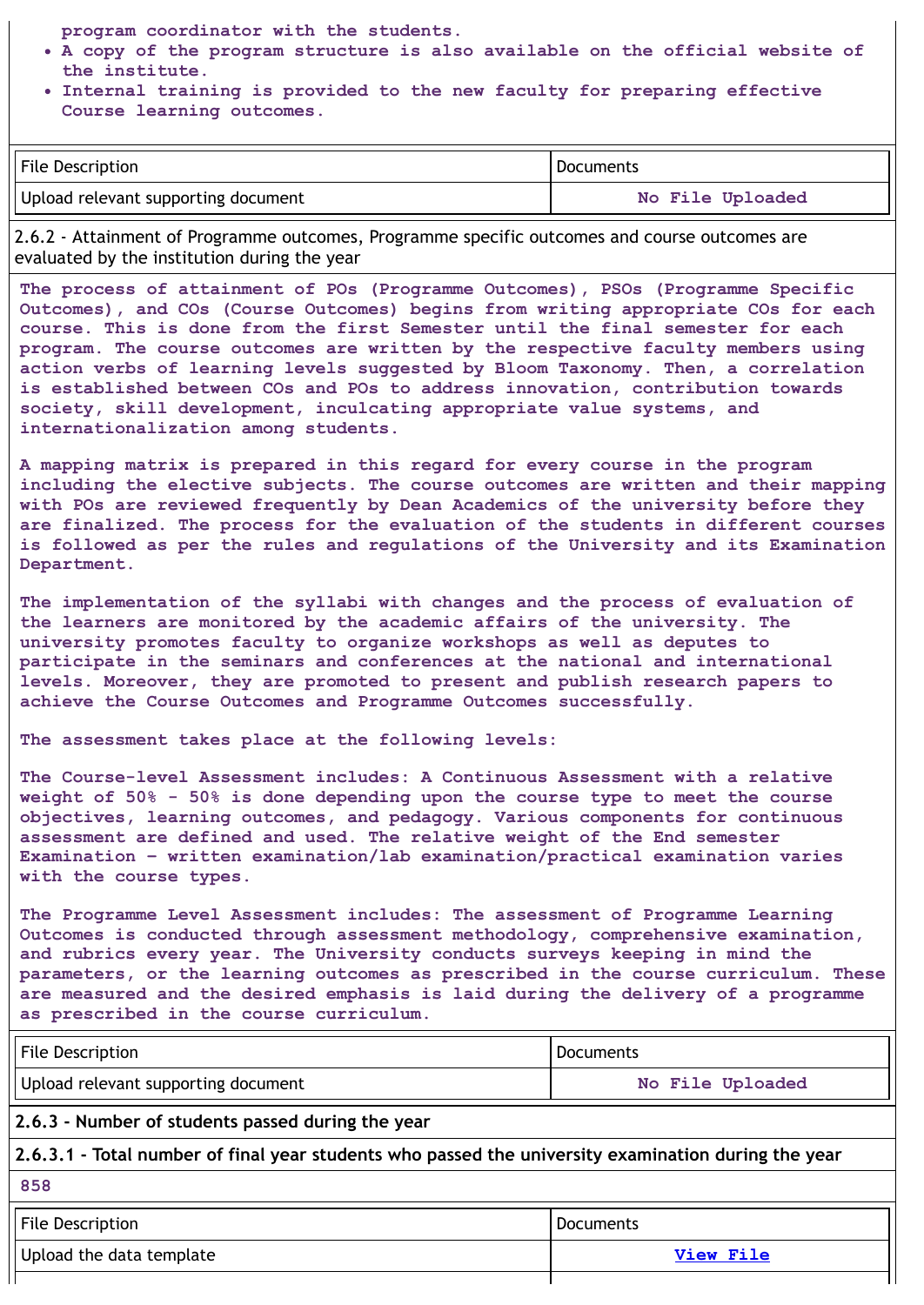program coordinator with the students.

- A copy of the program structure is also available on the official website of the institute.
- Internal training is provided to the new faculty for preparing effective Course learning outcomes.

| File Description | Documents |
|---|---|
| Upload relevant supporting document | No File Uploaded |

2.6.2 - Attainment of Programme outcomes, Programme specific outcomes and course outcomes are evaluated by the institution during the year

The process of attainment of POs (Programme Outcomes), PSOs (Programme Specific Outcomes), and COs (Course Outcomes) begins from writing appropriate COs for each course. This is done from the first Semester until the final semester for each program. The course outcomes are written by the respective faculty members using action verbs of learning levels suggested by Bloom Taxonomy. Then, a correlation is established between COs and POs to address innovation, contribution towards society, skill development, inculcating appropriate value systems, and internationalization among students.

A mapping matrix is prepared in this regard for every course in the program including the elective subjects. The course outcomes are written and their mapping with POs are reviewed frequently by Dean Academics of the university before they are finalized. The process for the evaluation of the students in different courses is followed as per the rules and regulations of the University and its Examination Department.

The implementation of the syllabi with changes and the process of evaluation of the learners are monitored by the academic affairs of the university. The university promotes faculty to organize workshops as well as deputes to participate in the seminars and conferences at the national and international levels. Moreover, they are promoted to present and publish research papers to achieve the Course Outcomes and Programme Outcomes successfully.

The assessment takes place at the following levels:

The Course-level Assessment includes: A Continuous Assessment with a relative weight of 50% - 50% is done depending upon the course type to meet the course objectives, learning outcomes, and pedagogy. Various components for continuous assessment are defined and used. The relative weight of the End semester Examination – written examination/lab examination/practical examination varies with the course types.

The Programme Level Assessment includes: The assessment of Programme Learning Outcomes is conducted through assessment methodology, comprehensive examination, and rubrics every year. The University conducts surveys keeping in mind the parameters, or the learning outcomes as prescribed in the course curriculum. These are measured and the desired emphasis is laid during the delivery of a programme as prescribed in the course curriculum.

| File Description | Documents |
|---|---|
| Upload relevant supporting document | No File Uploaded |

**2.6.3 - Number of students passed during the year**

**2.6.3.1 - Total number of final year students who passed the university examination during the year**

858

| File Description | Documents |
|---|---|
| Upload the data template | View File |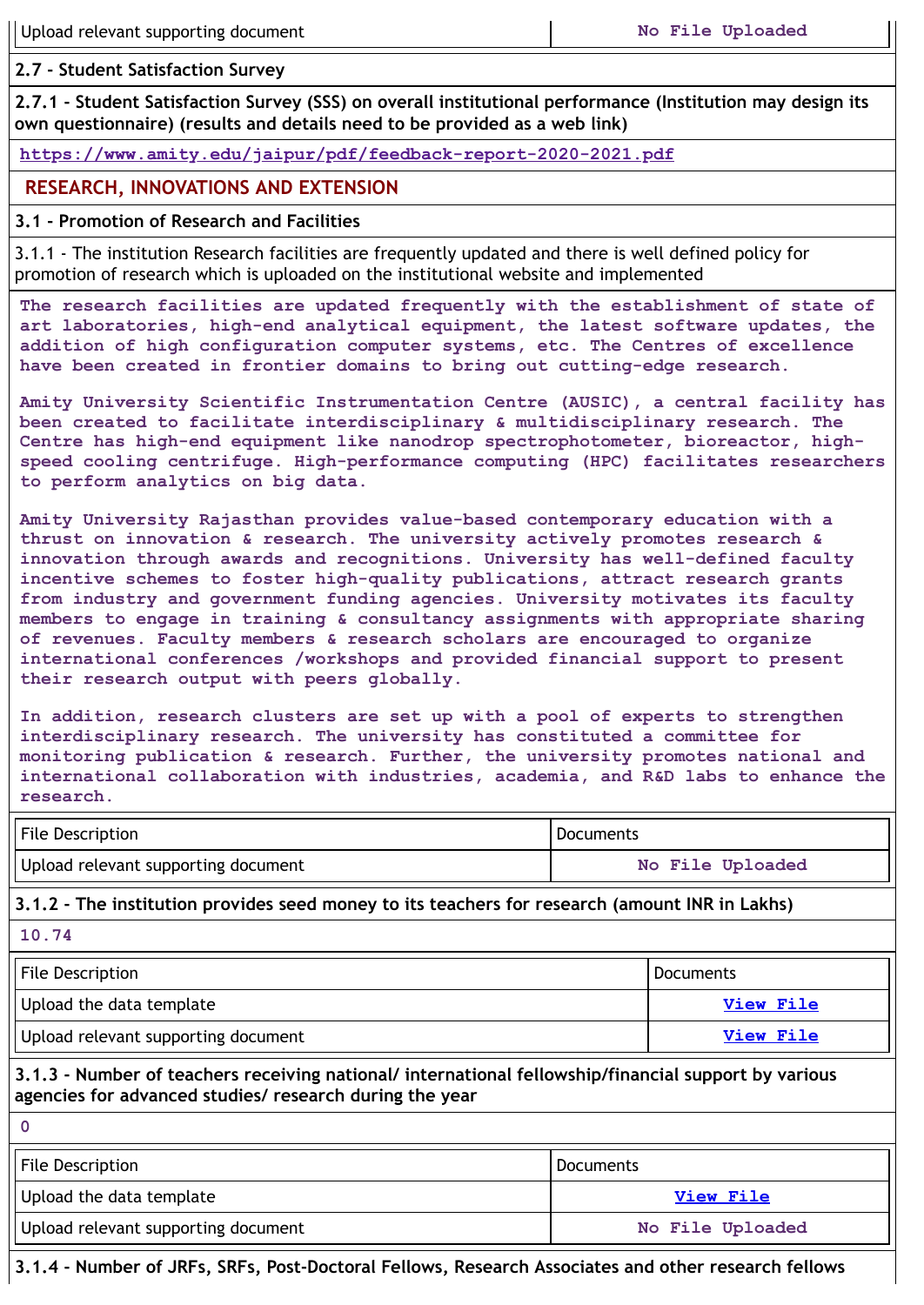| | |
|---|---|
| Upload relevant supporting document | No File Uploaded |

**2.7 - Student Satisfaction Survey**

**2.7.1 - Student Satisfaction Survey (SSS) on overall institutional performance (Institution may design its own questionnaire) (results and details need to be provided as a web link)**

https://www.amity.edu/jaipur/pdf/feedback-report-2020-2021.pdf

## RESEARCH, INNOVATIONS AND EXTENSION

**3.1 - Promotion of Research and Facilities**

3.1.1 - The institution Research facilities are frequently updated and there is well defined policy for promotion of research which is uploaded on the institutional website and implemented

The research facilities are updated frequently with the establishment of state of art laboratories, high-end analytical equipment, the latest software updates, the addition of high configuration computer systems, etc. The Centres of excellence have been created in frontier domains to bring out cutting-edge research.

Amity University Scientific Instrumentation Centre (AUSIC), a central facility has been created to facilitate interdisciplinary & multidisciplinary research. The Centre has high-end equipment like nanodrop spectrophotometer, bioreactor, high-speed cooling centrifuge. High-performance computing (HPC) facilitates researchers to perform analytics on big data.

Amity University Rajasthan provides value-based contemporary education with a thrust on innovation & research. The university actively promotes research & innovation through awards and recognitions. University has well-defined faculty incentive schemes to foster high-quality publications, attract research grants from industry and government funding agencies. University motivates its faculty members to engage in training & consultancy assignments with appropriate sharing of revenues. Faculty members & research scholars are encouraged to organize international conferences /workshops and provided financial support to present their research output with peers globally.

In addition, research clusters are set up with a pool of experts to strengthen interdisciplinary research. The university has constituted a committee for monitoring publication & research. Further, the university promotes national and international collaboration with industries, academia, and R&D labs to enhance the research.

| File Description | Documents |
|---|---|
| Upload relevant supporting document | No File Uploaded |

**3.1.2 - The institution provides seed money to its teachers for research (amount INR in Lakhs)**

10.74

| File Description | Documents |
|---|---|
| Upload the data template | View File |
| Upload relevant supporting document | View File |

**3.1.3 - Number of teachers receiving national/ international fellowship/financial support by various agencies for advanced studies/ research during the year**

0

| File Description | Documents |
|---|---|
| Upload the data template | View File |
| Upload relevant supporting document | No File Uploaded |

**3.1.4 - Number of JRFs, SRFs, Post-Doctoral Fellows, Research Associates and other research fellows**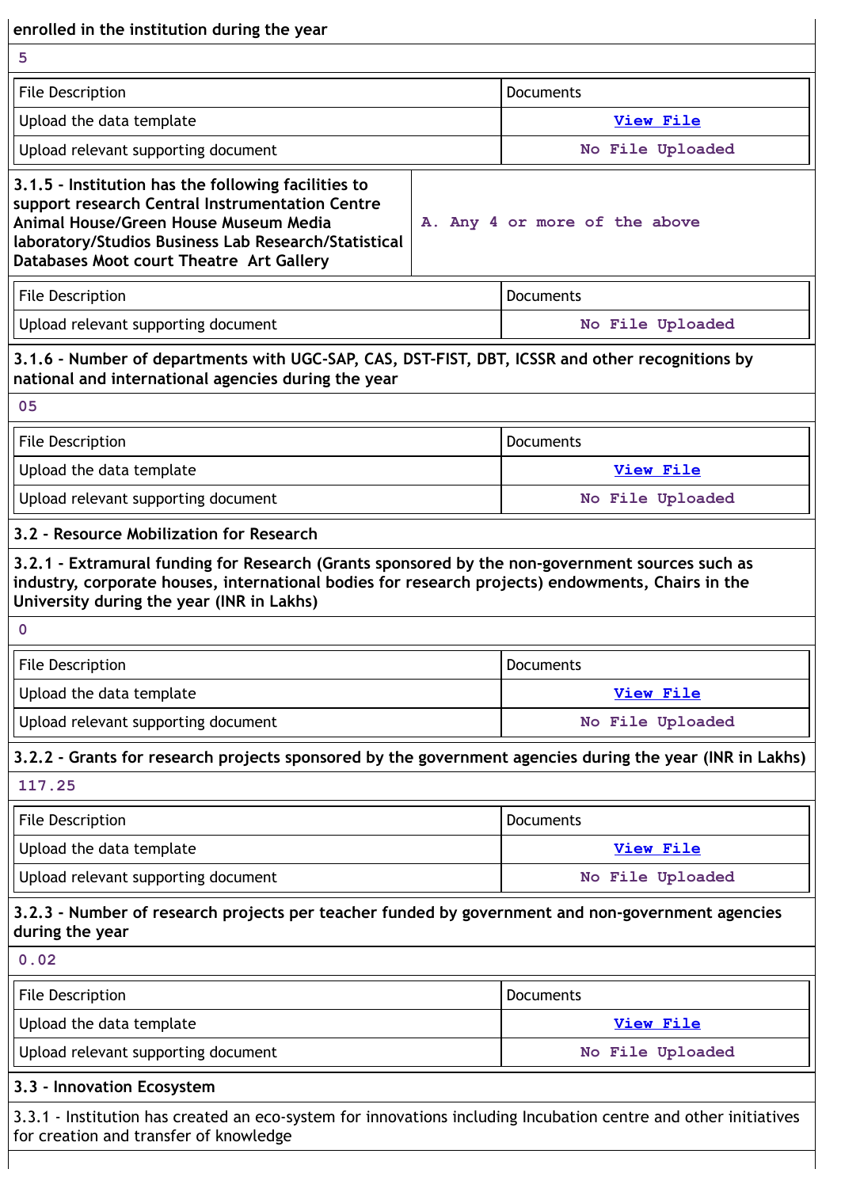**enrolled in the institution during the year**

5

| File Description | Documents |
| --- | --- |
| Upload the data template | View File |
| Upload relevant supporting document | No File Uploaded |

| **3.1.5 - Institution has the following facilities to support research Central Instrumentation Centre Animal House/Green House Museum Media laboratory/Studios Business Lab Research/Statistical Databases Moot court Theatre Art Gallery** | A. Any 4 or more of the above |
| --- | --- |

| File Description | Documents |
| --- | --- |
| Upload relevant supporting document | No File Uploaded |

**3.1.6 - Number of departments with UGC-SAP, CAS, DST-FIST, DBT, ICSSR and other recognitions by national and international agencies during the year**

05

| File Description | Documents |
| --- | --- |
| Upload the data template | View File |
| Upload relevant supporting document | No File Uploaded |

**3.2 - Resource Mobilization for Research**

**3.2.1 - Extramural funding for Research (Grants sponsored by the non-government sources such as industry, corporate houses, international bodies for research projects) endowments, Chairs in the University during the year (INR in Lakhs)**

0

| File Description | Documents |
| --- | --- |
| Upload the data template | View File |
| Upload relevant supporting document | No File Uploaded |

**3.2.2 - Grants for research projects sponsored by the government agencies during the year (INR in Lakhs)**

117.25

| File Description | Documents |
| --- | --- |
| Upload the data template | View File |
| Upload relevant supporting document | No File Uploaded |

**3.2.3 - Number of research projects per teacher funded by government and non-government agencies during the year**

0.02

| File Description | Documents |
| --- | --- |
| Upload the data template | View File |
| Upload relevant supporting document | No File Uploaded |

**3.3 - Innovation Ecosystem**

3.3.1 - Institution has created an eco-system for innovations including Incubation centre and other initiatives for creation and transfer of knowledge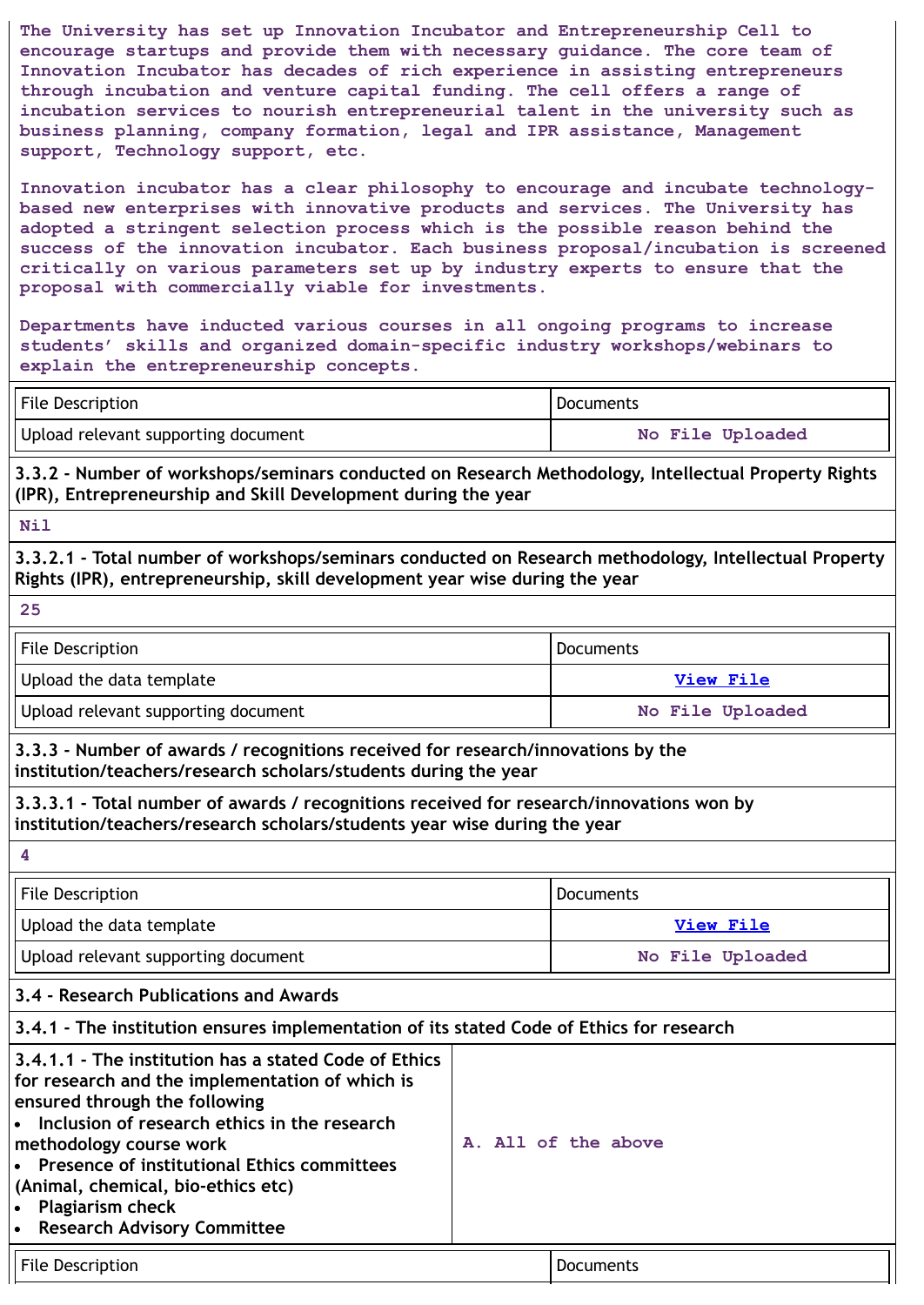The University has set up Innovation Incubator and Entrepreneurship Cell to encourage startups and provide them with necessary guidance. The core team of Innovation Incubator has decades of rich experience in assisting entrepreneurs through incubation and venture capital funding. The cell offers a range of incubation services to nourish entrepreneurial talent in the university such as business planning, company formation, legal and IPR assistance, Management support, Technology support, etc.

Innovation incubator has a clear philosophy to encourage and incubate technology-based new enterprises with innovative products and services. The University has adopted a stringent selection process which is the possible reason behind the success of the innovation incubator. Each business proposal/incubation is screened critically on various parameters set up by industry experts to ensure that the proposal with commercially viable for investments.

Departments have inducted various courses in all ongoing programs to increase students' skills and organized domain-specific industry workshops/webinars to explain the entrepreneurship concepts.

| File Description | Documents |
|---|---|
| Upload relevant supporting document | No File Uploaded |

**3.3.2 - Number of workshops/seminars conducted on Research Methodology, Intellectual Property Rights (IPR), Entrepreneurship and Skill Development during the year**

Nil

**3.3.2.1 - Total number of workshops/seminars conducted on Research methodology, Intellectual Property Rights (IPR), entrepreneurship, skill development year wise during the year**

25

| File Description | Documents |
|---|---|
| Upload the data template | View File |
| Upload relevant supporting document | No File Uploaded |

**3.3.3 - Number of awards / recognitions received for research/innovations by the institution/teachers/research scholars/students during the year**

**3.3.3.1 - Total number of awards / recognitions received for research/innovations won by institution/teachers/research scholars/students year wise during the year**

4

| File Description | Documents |
|---|---|
| Upload the data template | View File |
| Upload relevant supporting document | No File Uploaded |

**3.4 - Research Publications and Awards**

**3.4.1 - The institution ensures implementation of its stated Code of Ethics for research**

| **3.4.1.1 - The institution has a stated Code of Ethics for research and the implementation of which is ensured through the following**<br>• **Inclusion of research ethics in the research methodology course work**<br>• **Presence of institutional Ethics committees (Animal, chemical, bio-ethics etc)**<br>• **Plagiarism check**<br>• **Research Advisory Committee** | A. All of the above |
|---|---|

| File Description | Documents |
|---|---|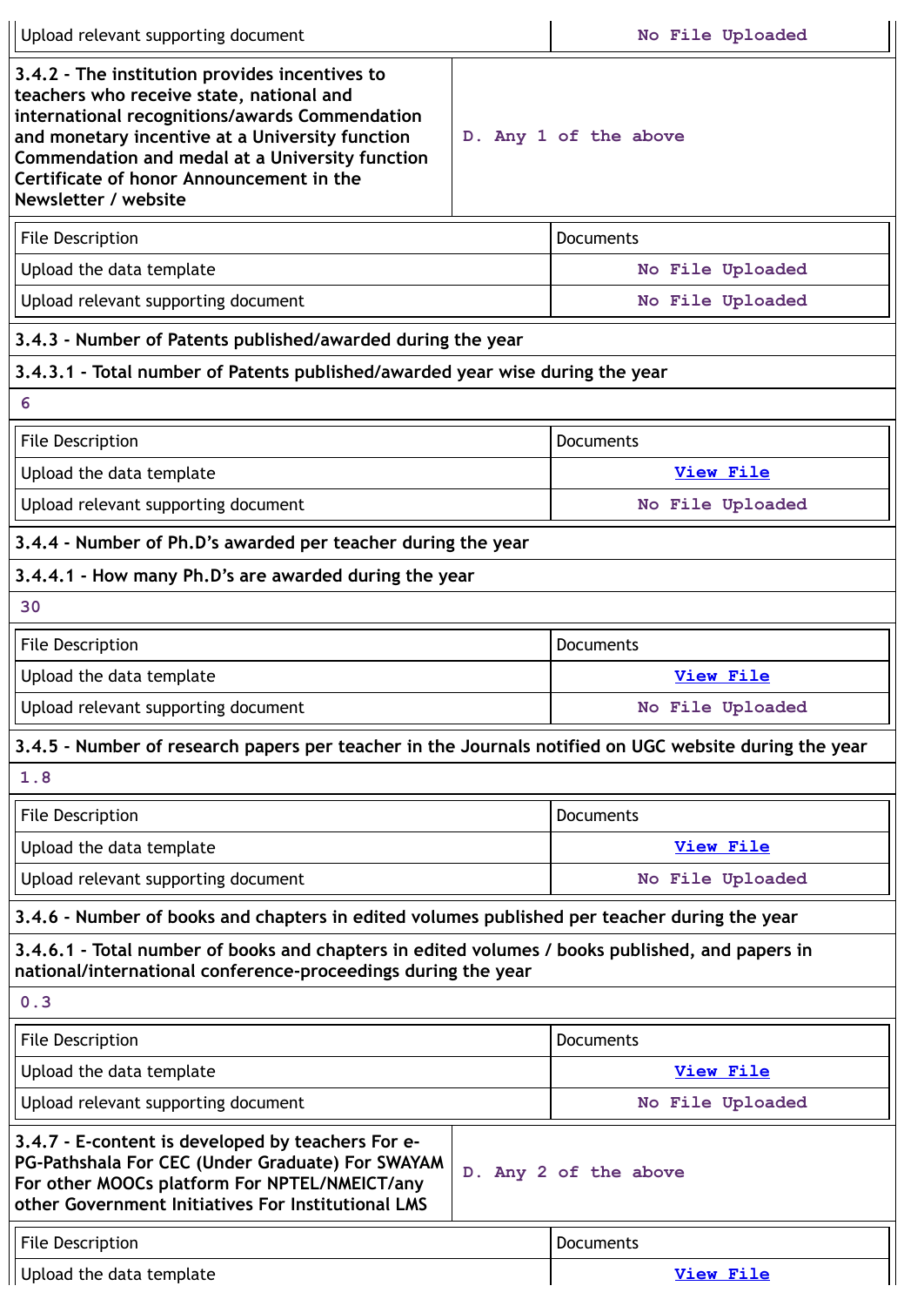| | |
|---|---|
| Upload relevant supporting document | No File Uploaded |

| | |
|---|---|
| **3.4.2 - The institution provides incentives to teachers who receive state, national and international recognitions/awards Commendation and monetary incentive at a University function Commendation and medal at a University function Certificate of honor Announcement in the Newsletter / website** | D. Any 1 of the above |

| File Description | Documents |
|---|---|
| Upload the data template | No File Uploaded |
| Upload relevant supporting document | No File Uploaded |

**3.4.3 - Number of Patents published/awarded during the year**

**3.4.3.1 - Total number of Patents published/awarded year wise during the year**

6

| File Description | Documents |
|---|---|
| Upload the data template | View File |
| Upload relevant supporting document | No File Uploaded |

**3.4.4 - Number of Ph.D's awarded per teacher during the year**

**3.4.4.1 - How many Ph.D's are awarded during the year**

30

| File Description | Documents |
|---|---|
| Upload the data template | View File |
| Upload relevant supporting document | No File Uploaded |

**3.4.5 - Number of research papers per teacher in the Journals notified on UGC website during the year**

1.8

| File Description | Documents |
|---|---|
| Upload the data template | View File |
| Upload relevant supporting document | No File Uploaded |

**3.4.6 - Number of books and chapters in edited volumes published per teacher during the year**

**3.4.6.1 - Total number of books and chapters in edited volumes / books published, and papers in national/international conference-proceedings during the year**

0.3

| File Description | Documents |
|---|---|
| Upload the data template | View File |
| Upload relevant supporting document | No File Uploaded |

| | |
|---|---|
| **3.4.7 - E-content is developed by teachers For e-PG-Pathshala For CEC (Under Graduate) For SWAYAM For other MOOCs platform For NPTEL/NMEICT/any other Government Initiatives For Institutional LMS** | D. Any 2 of the above |

| File Description | Documents |
|---|---|
| Upload the data template | View File |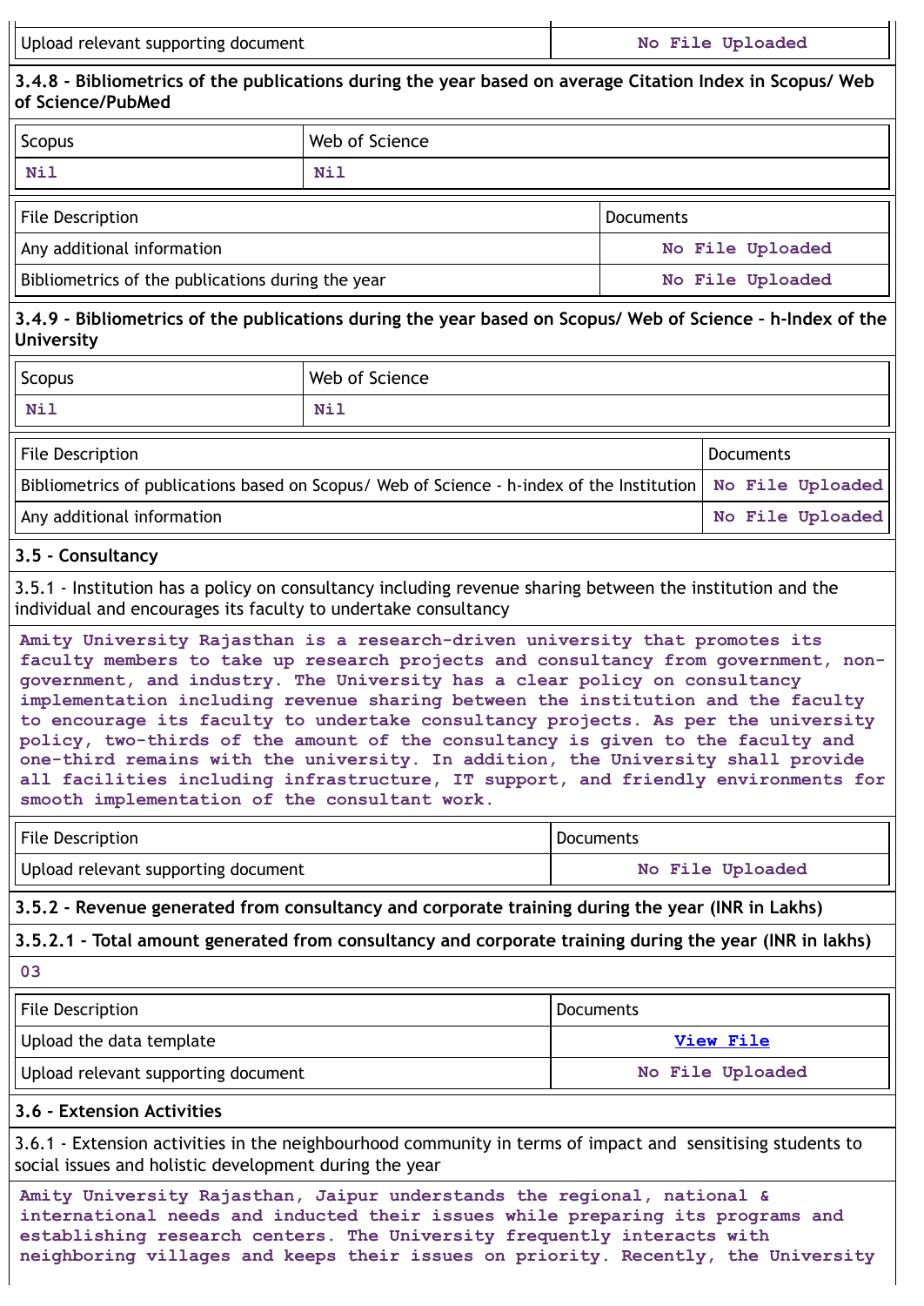| Upload relevant supporting document | No File Uploaded |
|---|---|

### 3.4.8 - Bibliometrics of the publications during the year based on average Citation Index in Scopus/ Web of Science/PubMed

| Scopus | Web of Science |
|---|---|
| Nil | Nil |

| File Description | Documents |
|---|---|
| Any additional information | No File Uploaded |
| Bibliometrics of the publications during the year | No File Uploaded |

### 3.4.9 - Bibliometrics of the publications during the year based on Scopus/ Web of Science – h-Index of the University

| Scopus | Web of Science |
|---|---|
| Nil | Nil |

| File Description | Documents |
|---|---|
| Bibliometrics of publications based on Scopus/ Web of Science - h-index of the Institution | No File Uploaded |
| Any additional information | No File Uploaded |

### 3.5 - Consultancy

3.5.1 - Institution has a policy on consultancy including revenue sharing between the institution and the individual and encourages its faculty to undertake consultancy

Amity University Rajasthan is a research-driven university that promotes its faculty members to take up research projects and consultancy from government, non-government, and industry. The University has a clear policy on consultancy implementation including revenue sharing between the institution and the faculty to encourage its faculty to undertake consultancy projects. As per the university policy, two-thirds of the amount of the consultancy is given to the faculty and one-third remains with the university. In addition, the University shall provide all facilities including infrastructure, IT support, and friendly environments for smooth implementation of the consultant work.

| File Description | Documents |
|---|---|
| Upload relevant supporting document | No File Uploaded |

### 3.5.2 - Revenue generated from consultancy and corporate training during the year (INR in Lakhs)

### 3.5.2.1 - Total amount generated from consultancy and corporate training during the year (INR in lakhs)

03

| File Description | Documents |
|---|---|
| Upload the data template | View File |
| Upload relevant supporting document | No File Uploaded |

### 3.6 - Extension Activities

3.6.1 - Extension activities in the neighbourhood community in terms of impact and sensitising students to social issues and holistic development during the year

Amity University Rajasthan, Jaipur understands the regional, national & international needs and inducted their issues while preparing its programs and establishing research centers. The University frequently interacts with neighboring villages and keeps their issues on priority. Recently, the University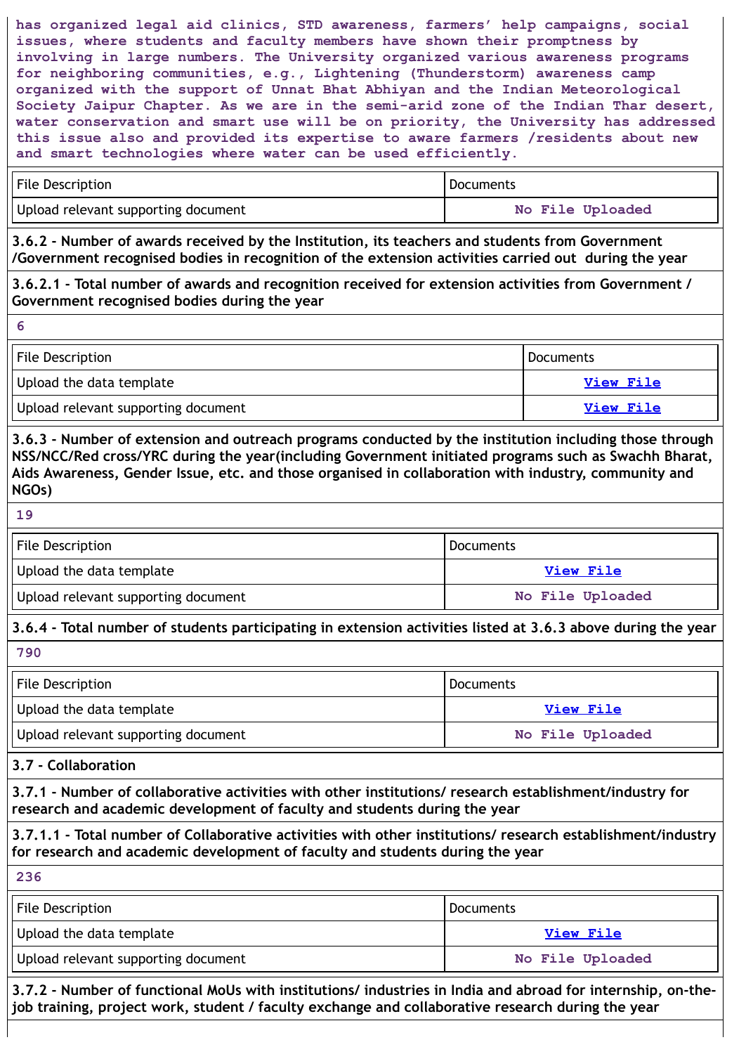has organized legal aid clinics, STD awareness, farmers' help campaigns, social issues, where students and faculty members have shown their promptness by involving in large numbers. The University organized various awareness programs for neighboring communities, e.g., Lightening (Thunderstorm) awareness camp organized with the support of Unnat Bhat Abhiyan and the Indian Meteorological Society Jaipur Chapter. As we are in the semi-arid zone of the Indian Thar desert, water conservation and smart use will be on priority, the University has addressed this issue also and provided its expertise to aware farmers /residents about new and smart technologies where water can be used efficiently.

| File Description | Documents |
|---|---|
| Upload relevant supporting document | No File Uploaded |

**3.6.2 - Number of awards received by the Institution, its teachers and students from Government /Government recognised bodies in recognition of the extension activities carried out during the year**

**3.6.2.1 - Total number of awards and recognition received for extension activities from Government / Government recognised bodies during the year**

6

| File Description | Documents |
|---|---|
| Upload the data template | View File |
| Upload relevant supporting document | View File |

**3.6.3 - Number of extension and outreach programs conducted by the institution including those through NSS/NCC/Red cross/YRC during the year(including Government initiated programs such as Swachh Bharat, Aids Awareness, Gender Issue, etc. and those organised in collaboration with industry, community and NGOs)**

19

| File Description | Documents |
|---|---|
| Upload the data template | View File |
| Upload relevant supporting document | No File Uploaded |

**3.6.4 - Total number of students participating in extension activities listed at 3.6.3 above during the year**

790

| File Description | Documents |
|---|---|
| Upload the data template | View File |
| Upload relevant supporting document | No File Uploaded |

**3.7 - Collaboration**

**3.7.1 - Number of collaborative activities with other institutions/ research establishment/industry for research and academic development of faculty and students during the year**

**3.7.1.1 - Total number of Collaborative activities with other institutions/ research establishment/industry for research and academic development of faculty and students during the year**

236

| File Description | Documents |
|---|---|
| Upload the data template | View File |
| Upload relevant supporting document | No File Uploaded |

**3.7.2 - Number of functional MoUs with institutions/ industries in India and abroad for internship, on-the-job training, project work, student / faculty exchange and collaborative research during the year**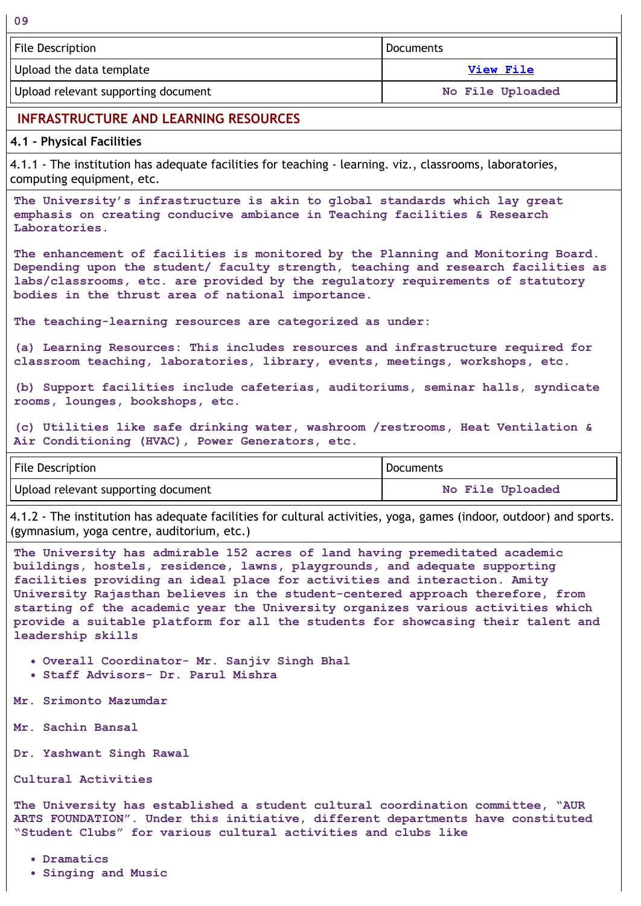09

| File Description | Documents |
| --- | --- |
| Upload the data template | View File |
| Upload relevant supporting document | No File Uploaded |

## INFRASTRUCTURE AND LEARNING RESOURCES

### 4.1 - Physical Facilities

4.1.1 - The institution has adequate facilities for teaching - learning. viz., classrooms, laboratories, computing equipment, etc.

**The University's infrastructure is akin to global standards which lay great emphasis on creating conducive ambiance in Teaching facilities & Research Laboratories.**

**The enhancement of facilities is monitored by the Planning and Monitoring Board. Depending upon the student/ faculty strength, teaching and research facilities as labs/classrooms, etc. are provided by the regulatory requirements of statutory bodies in the thrust area of national importance.**

**The teaching-learning resources are categorized as under:**

**(a) Learning Resources: This includes resources and infrastructure required for classroom teaching, laboratories, library, events, meetings, workshops, etc.**

**(b) Support facilities include cafeterias, auditoriums, seminar halls, syndicate rooms, lounges, bookshops, etc.**

**(c) Utilities like safe drinking water, washroom /restrooms, Heat Ventilation & Air Conditioning (HVAC), Power Generators, etc.**

| File Description | Documents |
| --- | --- |
| Upload relevant supporting document | No File Uploaded |

4.1.2 - The institution has adequate facilities for cultural activities, yoga, games (indoor, outdoor) and sports. (gymnasium, yoga centre, auditorium, etc.)

**The University has admirable 152 acres of land having premeditated academic buildings, hostels, residence, lawns, playgrounds, and adequate supporting facilities providing an ideal place for activities and interaction. Amity University Rajasthan believes in the student-centered approach therefore, from starting of the academic year the University organizes various activities which provide a suitable platform for all the students for showcasing their talent and leadership skills**

- **Overall Coordinator- Mr. Sanjiv Singh Bhal**
- **Staff Advisors- Dr. Parul Mishra**

**Mr. Srimonto Mazumdar**

**Mr. Sachin Bansal**

**Dr. Yashwant Singh Rawal**

**Cultural Activities**

**The University has established a student cultural coordination committee, "AUR ARTS FOUNDATION". Under this initiative, different departments have constituted "Student Clubs" for various cultural activities and clubs like**

- **Dramatics**
- **Singing and Music**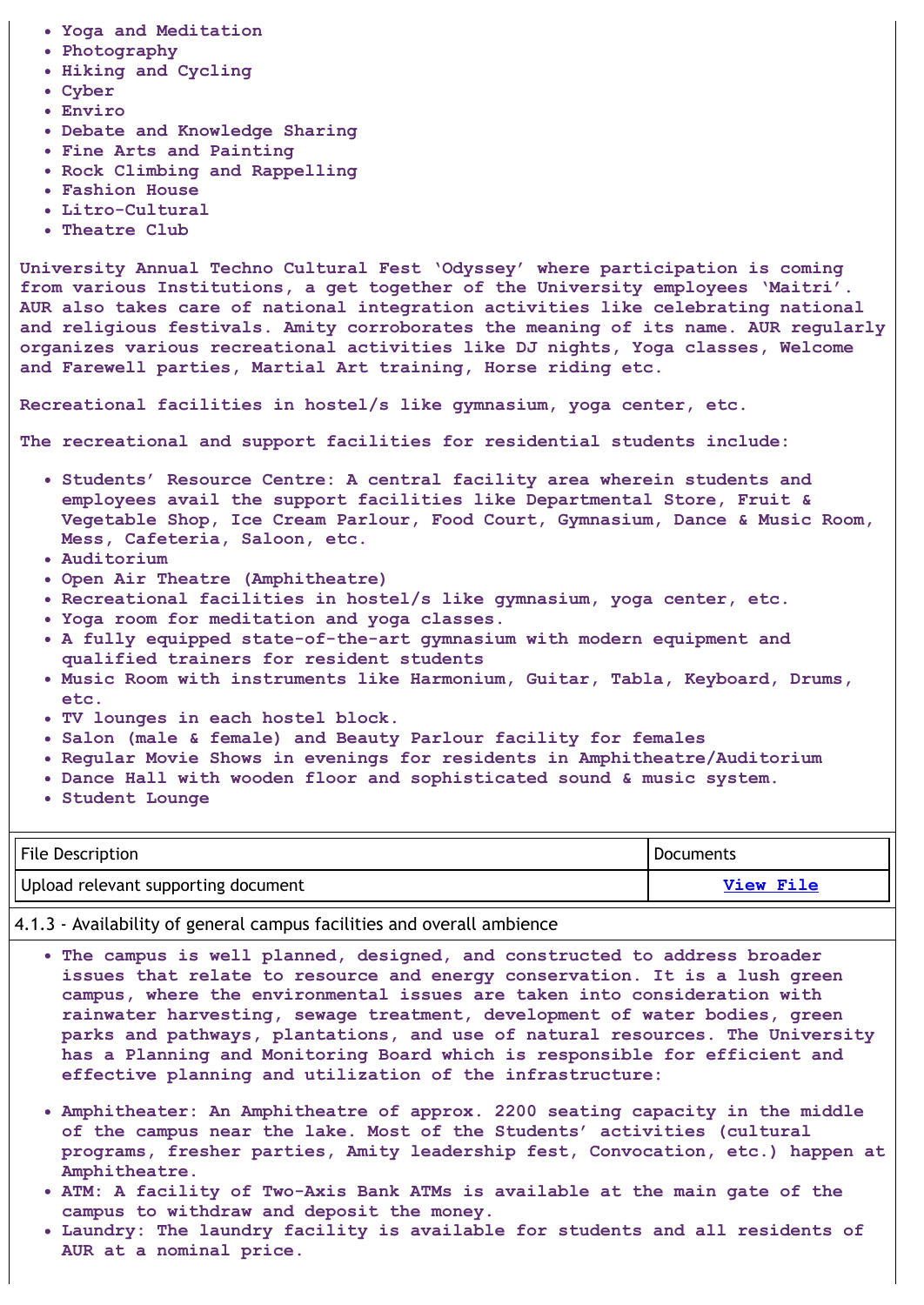- Yoga and Meditation
- Photography
- Hiking and Cycling
- Cyber
- Enviro
- Debate and Knowledge Sharing
- Fine Arts and Painting
- Rock Climbing and Rappelling
- Fashion House
- Litro-Cultural
- Theatre Club

University Annual Techno Cultural Fest 'Odyssey' where participation is coming from various Institutions, a get together of the University employees 'Maitri'. AUR also takes care of national integration activities like celebrating national and religious festivals. Amity corroborates the meaning of its name. AUR regularly organizes various recreational activities like DJ nights, Yoga classes, Welcome and Farewell parties, Martial Art training, Horse riding etc.

Recreational facilities in hostel/s like gymnasium, yoga center, etc.

The recreational and support facilities for residential students include:

- Students' Resource Centre: A central facility area wherein students and employees avail the support facilities like Departmental Store, Fruit & Vegetable Shop, Ice Cream Parlour, Food Court, Gymnasium, Dance & Music Room, Mess, Cafeteria, Saloon, etc.
- Auditorium
- Open Air Theatre (Amphitheatre)
- Recreational facilities in hostel/s like gymnasium, yoga center, etc.
- Yoga room for meditation and yoga classes.
- A fully equipped state-of-the-art gymnasium with modern equipment and qualified trainers for resident students
- Music Room with instruments like Harmonium, Guitar, Tabla, Keyboard, Drums, etc.
- TV lounges in each hostel block.
- Salon (male & female) and Beauty Parlour facility for females
- Regular Movie Shows in evenings for residents in Amphitheatre/Auditorium
- Dance Hall with wooden floor and sophisticated sound & music system.
- Student Lounge

| File Description | Documents |
|---|---|
| Upload relevant supporting document | View File |

4.1.3 - Availability of general campus facilities and overall ambience

- The campus is well planned, designed, and constructed to address broader issues that relate to resource and energy conservation. It is a lush green campus, where the environmental issues are taken into consideration with rainwater harvesting, sewage treatment, development of water bodies, green parks and pathways, plantations, and use of natural resources. The University has a Planning and Monitoring Board which is responsible for efficient and effective planning and utilization of the infrastructure:

- Amphitheater: An Amphitheatre of approx. 2200 seating capacity in the middle of the campus near the lake. Most of the Students' activities (cultural programs, fresher parties, Amity leadership fest, Convocation, etc.) happen at Amphitheatre.
- ATM: A facility of Two-Axis Bank ATMs is available at the main gate of the campus to withdraw and deposit the money.
- Laundry: The laundry facility is available for students and all residents of AUR at a nominal price.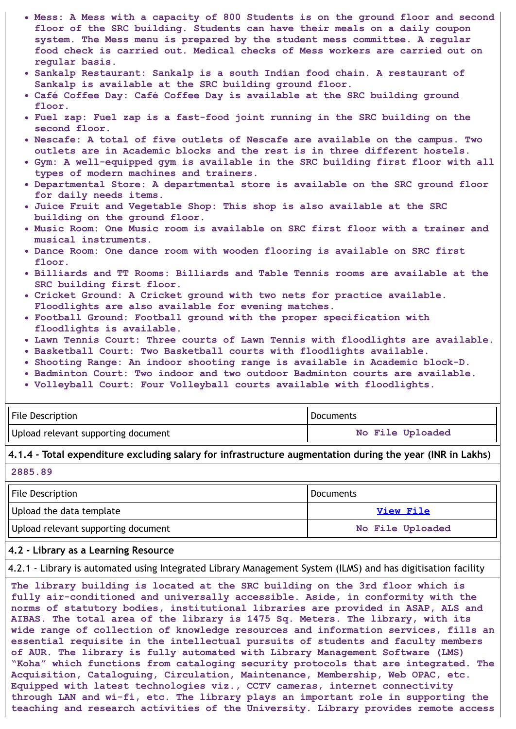- Mess: A Mess with a capacity of 800 Students is on the ground floor and second floor of the SRC building. Students can have their meals on a daily coupon system. The Mess menu is prepared by the student mess committee. A regular food check is carried out. Medical checks of Mess workers are carried out on regular basis.
- Sankalp Restaurant: Sankalp is a south Indian food chain. A restaurant of Sankalp is available at the SRC building ground floor.
- Café Coffee Day: Café Coffee Day is available at the SRC building ground floor.
- Fuel zap: Fuel zap is a fast-food joint running in the SRC building on the second floor.
- Nescafe: A total of five outlets of Nescafe are available on the campus. Two outlets are in Academic blocks and the rest is in three different hostels.
- Gym: A well-equipped gym is available in the SRC building first floor with all types of modern machines and trainers.
- Departmental Store: A departmental store is available on the SRC ground floor for daily needs items.
- Juice Fruit and Vegetable Shop: This shop is also available at the SRC building on the ground floor.
- Music Room: One Music room is available on SRC first floor with a trainer and musical instruments.
- Dance Room: One dance room with wooden flooring is available on SRC first floor.
- Billiards and TT Rooms: Billiards and Table Tennis rooms are available at the SRC building first floor.
- Cricket Ground: A Cricket ground with two nets for practice available. Floodlights are also available for evening matches.
- Football Ground: Football ground with the proper specification with floodlights is available.
- Lawn Tennis Court: Three courts of Lawn Tennis with floodlights are available.
- Basketball Court: Two Basketball courts with floodlights available.
- Shooting Range: An indoor shooting range is available in Academic block-D.
- Badminton Court: Two indoor and two outdoor Badminton courts are available.
- Volleyball Court: Four Volleyball courts available with floodlights.

| File Description | Documents |
|---|---|
| Upload relevant supporting document | No File Uploaded |

**4.1.4 - Total expenditure excluding salary for infrastructure augmentation during the year (INR in Lakhs)**

2885.89

| File Description | Documents |
|---|---|
| Upload the data template | View File |
| Upload relevant supporting document | No File Uploaded |

**4.2 - Library as a Learning Resource**

4.2.1 - Library is automated using Integrated Library Management System (ILMS) and has digitisation facility

The library building is located at the SRC building on the 3rd floor which is fully air-conditioned and universally accessible. Aside, in conformity with the norms of statutory bodies, institutional libraries are provided in ASAP, ALS and AIBAS. The total area of the library is 1475 Sq. Meters. The library, with its wide range of collection of knowledge resources and information services, fills an essential requisite in the intellectual pursuits of students and faculty members of AUR. The library is fully automated with Library Management Software (LMS) "Koha" which functions from cataloging security protocols that are integrated. The Acquisition, Cataloguing, Circulation, Maintenance, Membership, Web OPAC, etc. Equipped with latest technologies viz., CCTV cameras, internet connectivity through LAN and wi-fi, etc. The library plays an important role in supporting the teaching and research activities of the University. Library provides remote access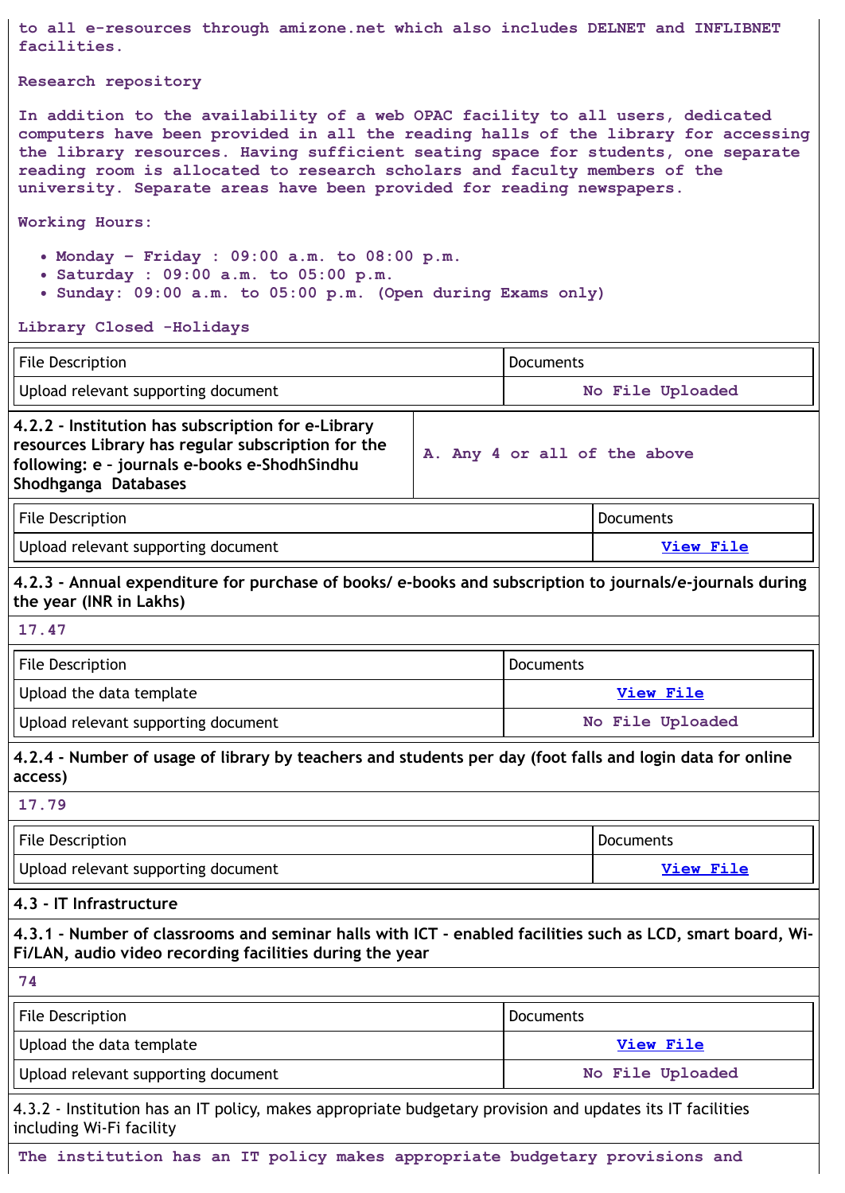to all e-resources through amizone.net which also includes DELNET and INFLIBNET facilities.

Research repository

In addition to the availability of a web OPAC facility to all users, dedicated computers have been provided in all the reading halls of the library for accessing the library resources. Having sufficient seating space for students, one separate reading room is allocated to research scholars and faculty members of the university. Separate areas have been provided for reading newspapers.

Working Hours:

- Monday – Friday : 09:00 a.m. to 08:00 p.m.
- Saturday : 09:00 a.m. to 05:00 p.m.
- Sunday: 09:00 a.m. to 05:00 p.m. (Open during Exams only)

Library Closed -Holidays

| File Description | Documents |
|---|---|
| Upload relevant supporting document | No File Uploaded |

| 4.2.2 - Institution has subscription for e-Library resources Library has regular subscription for the following: e - journals e-books e-ShodhSindhu Shodhganga Databases | A. Any 4 or all of the above |
|---|---|

| File Description | Documents |
|---|---|
| Upload relevant supporting document | View File |

**4.2.3 - Annual expenditure for purchase of books/ e-books and subscription to journals/e-journals during the year (INR in Lakhs)**

17.47

| File Description | Documents |
|---|---|
| Upload the data template | View File |
| Upload relevant supporting document | No File Uploaded |

**4.2.4 - Number of usage of library by teachers and students per day (foot falls and login data for online access)**

17.79

| File Description | Documents |
|---|---|
| Upload relevant supporting document | View File |

**4.3 - IT Infrastructure**

**4.3.1 - Number of classrooms and seminar halls with ICT - enabled facilities such as LCD, smart board, Wi-Fi/LAN, audio video recording facilities during the year**

74

| File Description | Documents |
|---|---|
| Upload the data template | View File |
| Upload relevant supporting document | No File Uploaded |

4.3.2 - Institution has an IT policy, makes appropriate budgetary provision and updates its IT facilities including Wi-Fi facility

The institution has an IT policy makes appropriate budgetary provisions and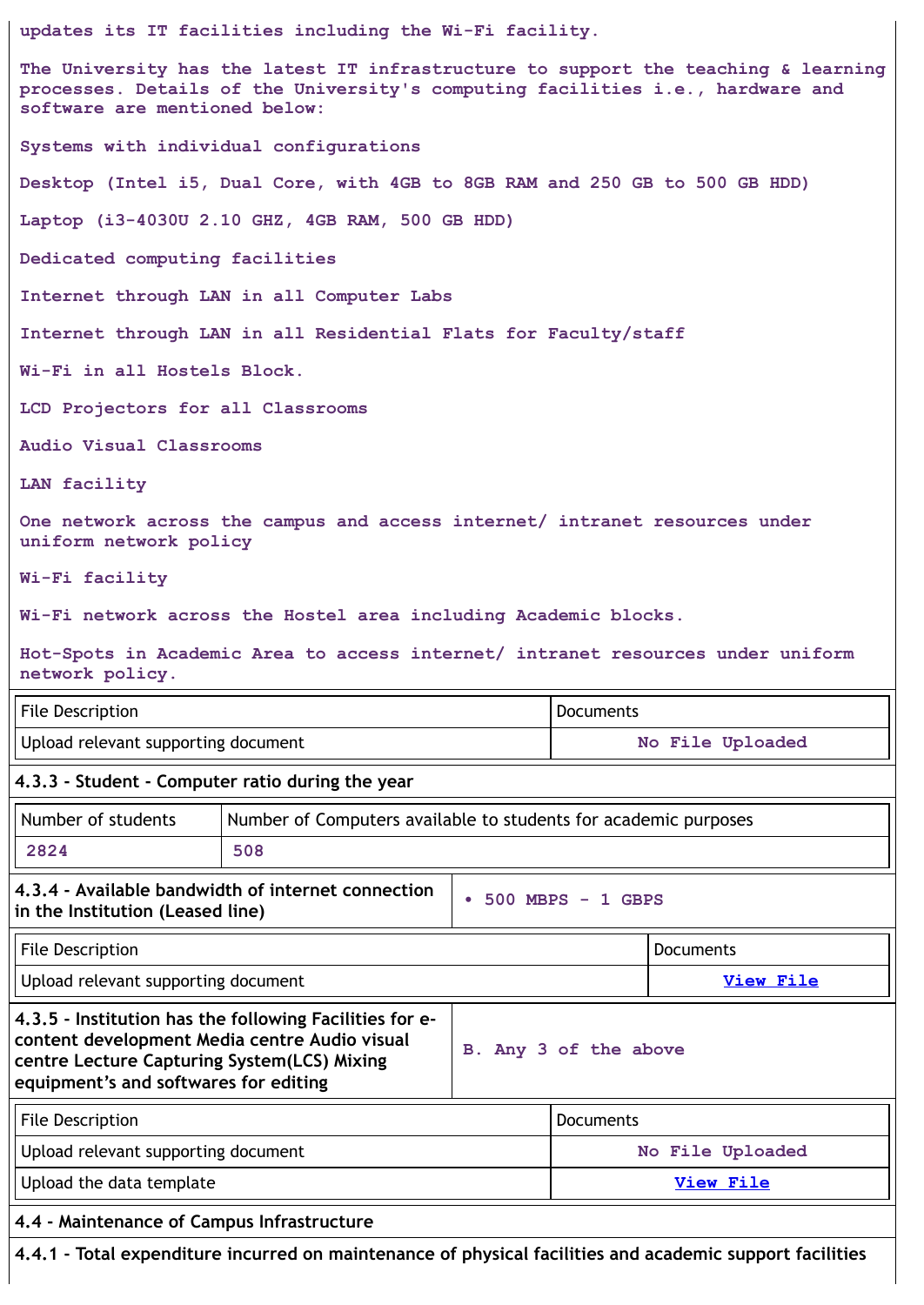updates its IT facilities including the Wi-Fi facility.

The University has the latest IT infrastructure to support the teaching & learning processes. Details of the University's computing facilities i.e., hardware and software are mentioned below:

Systems with individual configurations

Desktop (Intel i5, Dual Core, with 4GB to 8GB RAM and 250 GB to 500 GB HDD)

Laptop (i3-4030U 2.10 GHZ, 4GB RAM, 500 GB HDD)

Dedicated computing facilities

Internet through LAN in all Computer Labs

Internet through LAN in all Residential Flats for Faculty/staff

Wi-Fi in all Hostels Block.

LCD Projectors for all Classrooms

Audio Visual Classrooms

LAN facility

One network across the campus and access internet/ intranet resources under uniform network policy

Wi-Fi facility

Wi-Fi network across the Hostel area including Academic blocks.

Hot-Spots in Academic Area to access internet/ intranet resources under uniform network policy.

| File Description | Documents |
| --- | --- |
| Upload relevant supporting document | No File Uploaded |

**4.3.3 - Student - Computer ratio during the year**

| Number of students | Number of Computers available to students for academic purposes |
| --- | --- |
| 2824 | 508 |

| **4.3.4 - Available bandwidth of internet connection in the Institution (Leased line)** | • 500 MBPS - 1 GBPS |
| --- | --- |

| File Description | Documents |
| --- | --- |
| Upload relevant supporting document | View File |

| **4.3.5 - Institution has the following Facilities for e-content development Media centre Audio visual centre Lecture Capturing System(LCS) Mixing equipment's and softwares for editing** | B. Any 3 of the above |
| --- | --- |

| File Description | Documents |
| --- | --- |
| Upload relevant supporting document | No File Uploaded |
| Upload the data template | View File |

**4.4 - Maintenance of Campus Infrastructure**

**4.4.1 - Total expenditure incurred on maintenance of physical facilities and academic support facilities**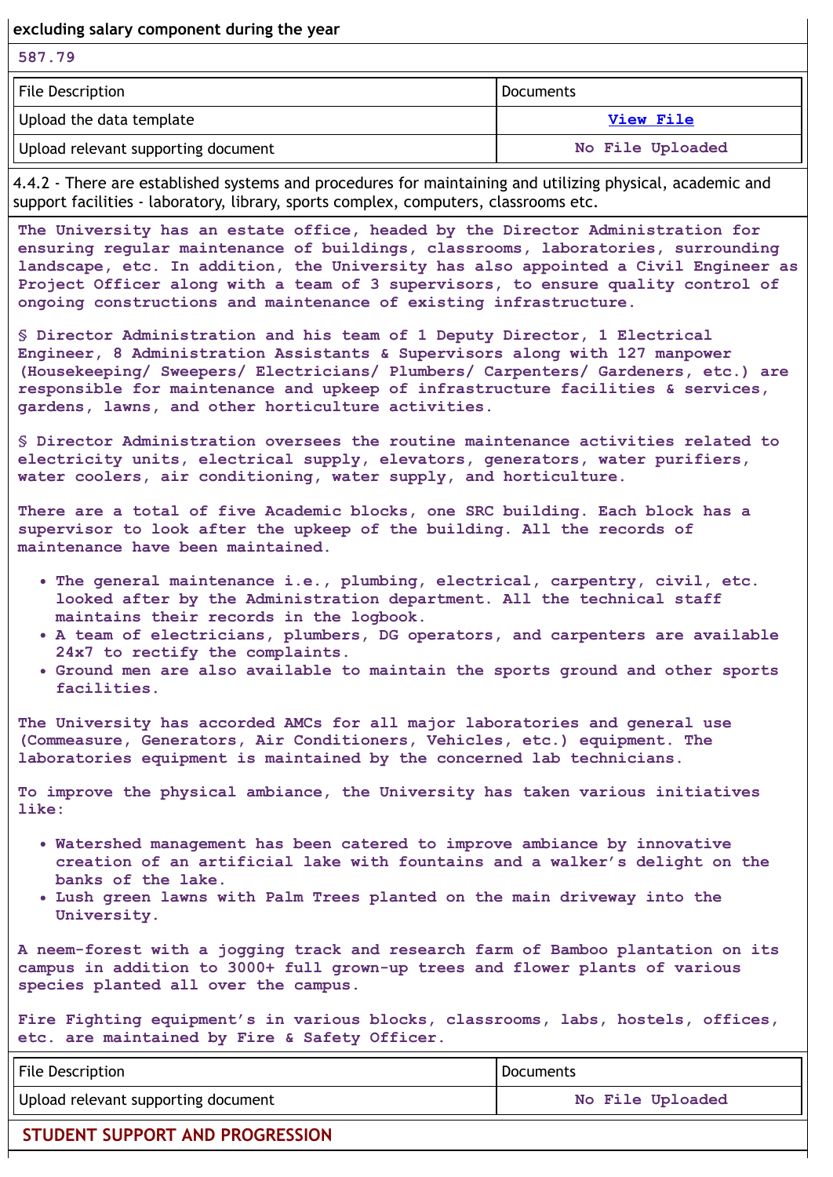**excluding salary component during the year**

587.79

| File Description | Documents |
|---|---|
| Upload the data template | View File |
| Upload relevant supporting document | No File Uploaded |

4.4.2 - There are established systems and procedures for maintaining and utilizing physical, academic and support facilities - laboratory, library, sports complex, computers, classrooms etc.

The University has an estate office, headed by the Director Administration for ensuring regular maintenance of buildings, classrooms, laboratories, surrounding landscape, etc. In addition, the University has also appointed a Civil Engineer as Project Officer along with a team of 3 supervisors, to ensure quality control of ongoing constructions and maintenance of existing infrastructure.

§ Director Administration and his team of 1 Deputy Director, 1 Electrical Engineer, 8 Administration Assistants & Supervisors along with 127 manpower (Housekeeping/ Sweepers/ Electricians/ Plumbers/ Carpenters/ Gardeners, etc.) are responsible for maintenance and upkeep of infrastructure facilities & services, gardens, lawns, and other horticulture activities.

§ Director Administration oversees the routine maintenance activities related to electricity units, electrical supply, elevators, generators, water purifiers, water coolers, air conditioning, water supply, and horticulture.

There are a total of five Academic blocks, one SRC building. Each block has a supervisor to look after the upkeep of the building. All the records of maintenance have been maintained.

- The general maintenance i.e., plumbing, electrical, carpentry, civil, etc. looked after by the Administration department. All the technical staff maintains their records in the logbook.
- A team of electricians, plumbers, DG operators, and carpenters are available 24x7 to rectify the complaints.
- Ground men are also available to maintain the sports ground and other sports facilities.

The University has accorded AMCs for all major laboratories and general use (Commeasure, Generators, Air Conditioners, Vehicles, etc.) equipment. The laboratories equipment is maintained by the concerned lab technicians.

To improve the physical ambiance, the University has taken various initiatives like:

- Watershed management has been catered to improve ambiance by innovative creation of an artificial lake with fountains and a walker's delight on the banks of the lake.
- Lush green lawns with Palm Trees planted on the main driveway into the University.

A neem-forest with a jogging track and research farm of Bamboo plantation on its campus in addition to 3000+ full grown-up trees and flower plants of various species planted all over the campus.

Fire Fighting equipment's in various blocks, classrooms, labs, hostels, offices, etc. are maintained by Fire & Safety Officer.

| File Description | Documents |
|---|---|
| Upload relevant supporting document | No File Uploaded |

## STUDENT SUPPORT AND PROGRESSION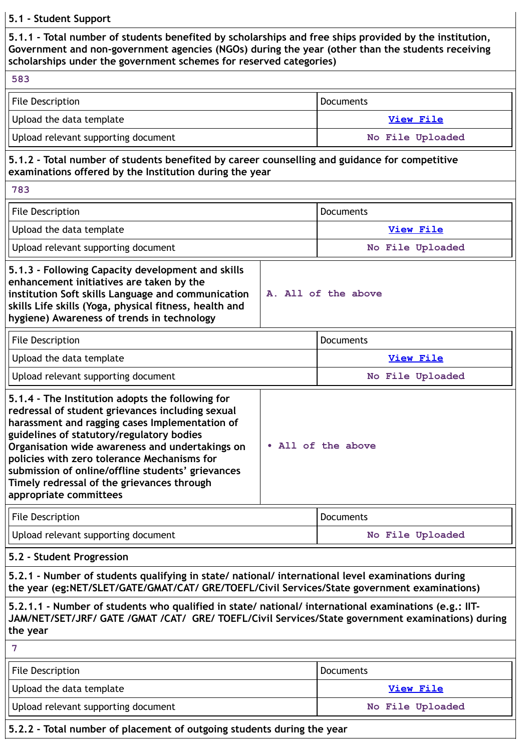## 5.1 - Student Support

**5.1.1 - Total number of students benefited by scholarships and free ships provided by the institution, Government and non-government agencies (NGOs) during the year (other than the students receiving scholarships under the government schemes for reserved categories)**

583

| File Description | Documents |
|---|---|
| Upload the data template | View File |
| Upload relevant supporting document | No File Uploaded |

**5.1.2 - Total number of students benefited by career counselling and guidance for competitive examinations offered by the Institution during the year**

783

| File Description | Documents |
|---|---|
| Upload the data template | View File |
| Upload relevant supporting document | No File Uploaded |

| **5.1.3 - Following Capacity development and skills enhancement initiatives are taken by the institution Soft skills Language and communication skills Life skills (Yoga, physical fitness, health and hygiene) Awareness of trends in technology** | A. All of the above |
|---|---|

| File Description | Documents |
|---|---|
| Upload the data template | View File |
| Upload relevant supporting document | No File Uploaded |

| **5.1.4 - The Institution adopts the following for redressal of student grievances including sexual harassment and ragging cases Implementation of guidelines of statutory/regulatory bodies Organisation wide awareness and undertakings on policies with zero tolerance Mechanisms for submission of online/offline students' grievances Timely redressal of the grievances through appropriate committees** | • All of the above |
|---|---|

| File Description | Documents |
|---|---|
| Upload relevant supporting document | No File Uploaded |

## 5.2 - Student Progression

**5.2.1 - Number of students qualifying in state/ national/ international level examinations during the year (eg:NET/SLET/GATE/GMAT/CAT/ GRE/TOEFL/Civil Services/State government examinations)**

**5.2.1.1 - Number of students who qualified in state/ national/ international examinations (e.g.: IIT-JAM/NET/SET/JRF/ GATE /GMAT /CAT/ GRE/ TOEFL/Civil Services/State government examinations) during the year**

7

| File Description | Documents |
|---|---|
| Upload the data template | View File |
| Upload relevant supporting document | No File Uploaded |

**5.2.2 - Total number of placement of outgoing students during the year**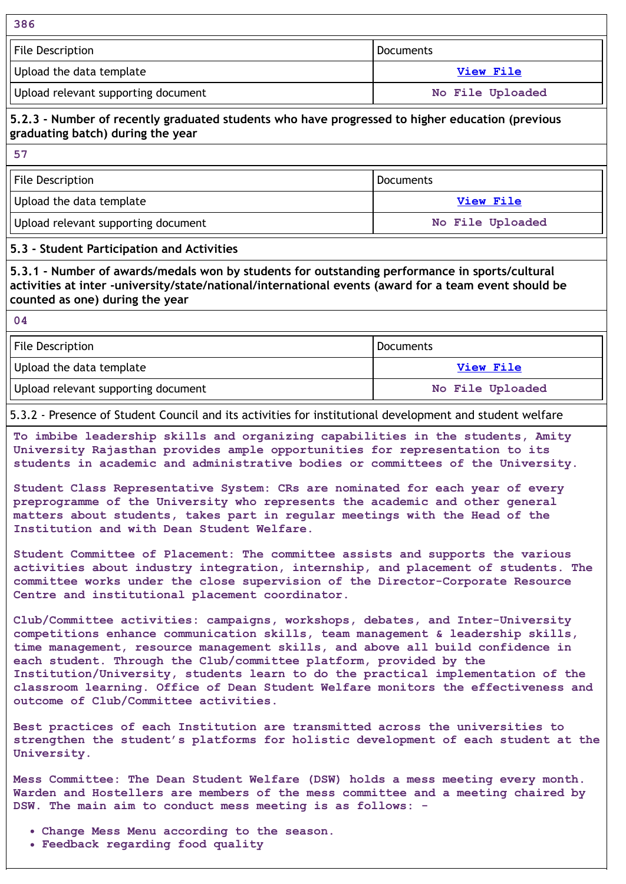386

| File Description | Documents |
|---|---|
| Upload the data template | View File |
| Upload relevant supporting document | No File Uploaded |

**5.2.3 - Number of recently graduated students who have progressed to higher education (previous graduating batch) during the year**

57

| File Description | Documents |
|---|---|
| Upload the data template | View File |
| Upload relevant supporting document | No File Uploaded |

**5.3 - Student Participation and Activities**

**5.3.1 - Number of awards/medals won by students for outstanding performance in sports/cultural activities at inter -university/state/national/international events (award for a team event should be counted as one) during the year**

04

| File Description | Documents |
|---|---|
| Upload the data template | View File |
| Upload relevant supporting document | No File Uploaded |

5.3.2 - Presence of Student Council and its activities for institutional development and student welfare

To imbibe leadership skills and organizing capabilities in the students, Amity University Rajasthan provides ample opportunities for representation to its students in academic and administrative bodies or committees of the University.

Student Class Representative System: CRs are nominated for each year of every preprogramme of the University who represents the academic and other general matters about students, takes part in regular meetings with the Head of the Institution and with Dean Student Welfare.

Student Committee of Placement: The committee assists and supports the various activities about industry integration, internship, and placement of students. The committee works under the close supervision of the Director-Corporate Resource Centre and institutional placement coordinator.

Club/Committee activities: campaigns, workshops, debates, and Inter-University competitions enhance communication skills, team management & leadership skills, time management, resource management skills, and above all build confidence in each student. Through the Club/committee platform, provided by the Institution/University, students learn to do the practical implementation of the classroom learning. Office of Dean Student Welfare monitors the effectiveness and outcome of Club/Committee activities.

Best practices of each Institution are transmitted across the universities to strengthen the student's platforms for holistic development of each student at the University.

Mess Committee: The Dean Student Welfare (DSW) holds a mess meeting every month. Warden and Hostellers are members of the mess committee and a meeting chaired by DSW. The main aim to conduct mess meeting is as follows: -

- Change Mess Menu according to the season.
- Feedback regarding food quality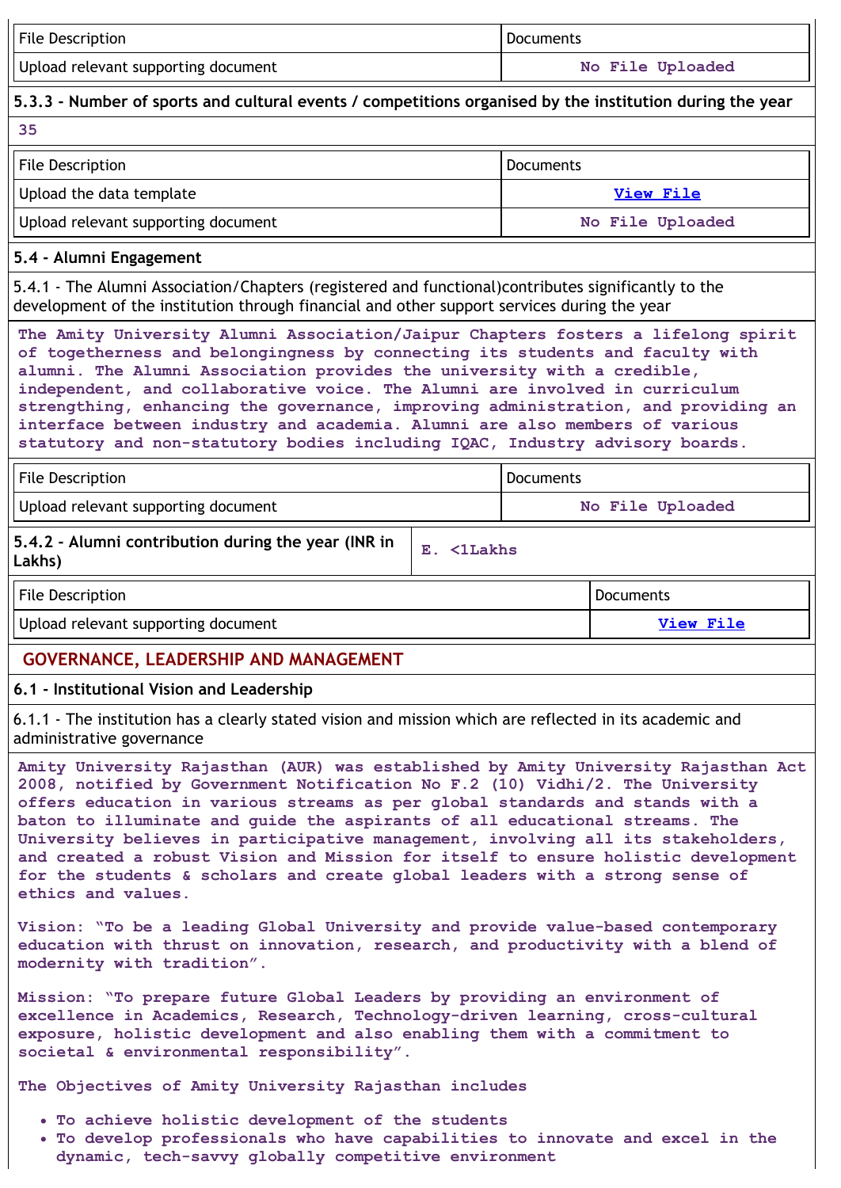| File Description | Documents |
|---|---|
| Upload relevant supporting document | No File Uploaded |

**5.3.3 - Number of sports and cultural events / competitions organised by the institution during the year**

35

| File Description | Documents |
|---|---|
| Upload the data template | View File |
| Upload relevant supporting document | No File Uploaded |

**5.4 - Alumni Engagement**

5.4.1 - The Alumni Association/Chapters (registered and functional)contributes significantly to the development of the institution through financial and other support services during the year

The Amity University Alumni Association/Jaipur Chapters fosters a lifelong spirit of togetherness and belongingness by connecting its students and faculty with alumni. The Alumni Association provides the university with a credible, independent, and collaborative voice. The Alumni are involved in curriculum strengthing, enhancing the governance, improving administration, and providing an interface between industry and academia. Alumni are also members of various statutory and non-statutory bodies including IQAC, Industry advisory boards.

| File Description | Documents |
|---|---|
| Upload relevant supporting document | No File Uploaded |

| **5.4.2 - Alumni contribution during the year (INR in Lakhs)** | E. <1Lakhs |
|---|---|

| File Description | Documents |
|---|---|
| Upload relevant supporting document | View File |

## GOVERNANCE, LEADERSHIP AND MANAGEMENT

**6.1 - Institutional Vision and Leadership**

6.1.1 - The institution has a clearly stated vision and mission which are reflected in its academic and administrative governance

Amity University Rajasthan (AUR) was established by Amity University Rajasthan Act 2008, notified by Government Notification No F.2 (10) Vidhi/2. The University offers education in various streams as per global standards and stands with a baton to illuminate and guide the aspirants of all educational streams. The University believes in participative management, involving all its stakeholders, and created a robust Vision and Mission for itself to ensure holistic development for the students & scholars and create global leaders with a strong sense of ethics and values.

Vision: "To be a leading Global University and provide value-based contemporary education with thrust on innovation, research, and productivity with a blend of modernity with tradition".

Mission: "To prepare future Global Leaders by providing an environment of excellence in Academics, Research, Technology-driven learning, cross-cultural exposure, holistic development and also enabling them with a commitment to societal & environmental responsibility".

The Objectives of Amity University Rajasthan includes

- To achieve holistic development of the students
- To develop professionals who have capabilities to innovate and excel in the dynamic, tech-savvy globally competitive environment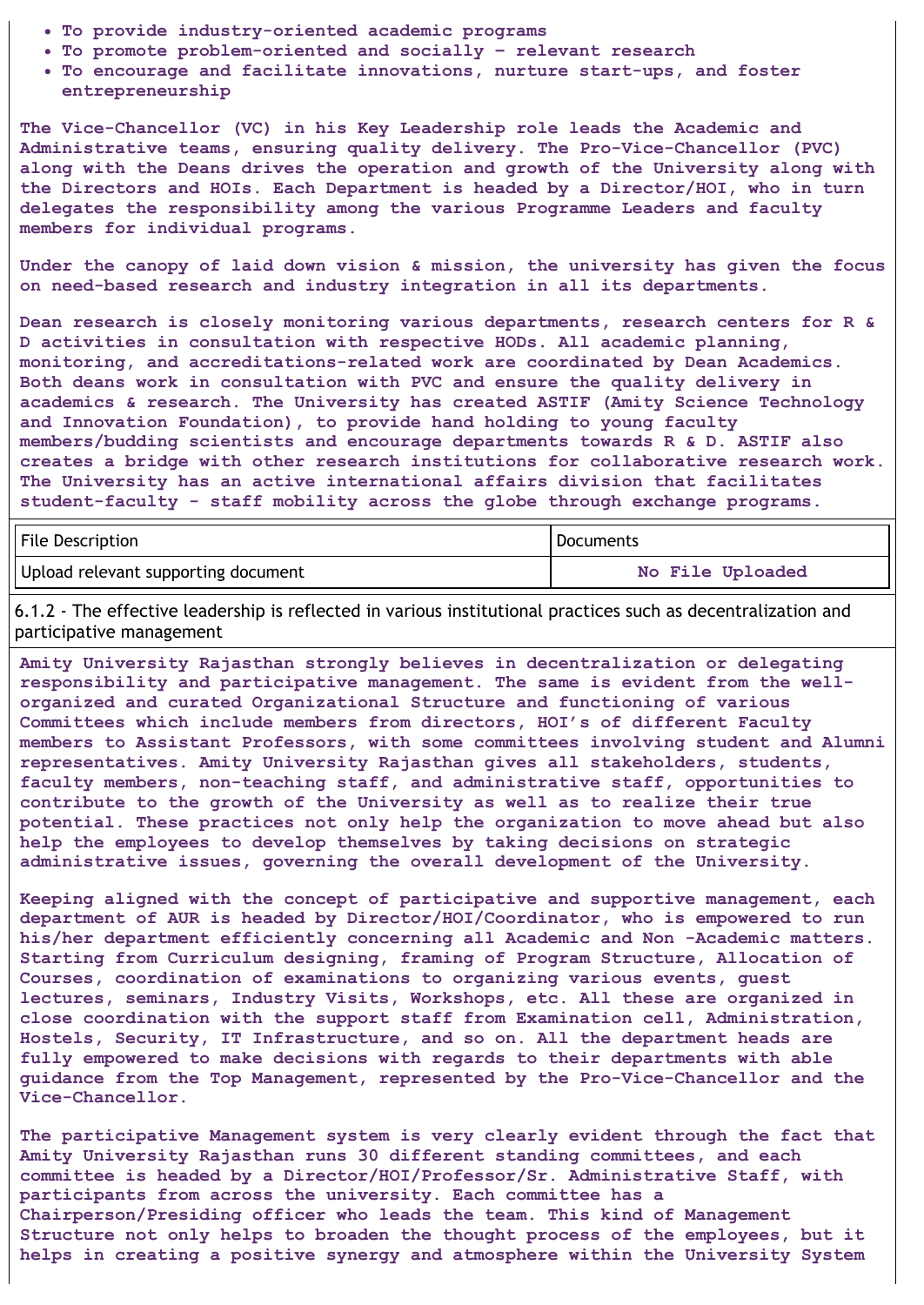- To provide industry-oriented academic programs
- To promote problem-oriented and socially – relevant research
- To encourage and facilitate innovations, nurture start-ups, and foster entrepreneurship

The Vice-Chancellor (VC) in his Key Leadership role leads the Academic and Administrative teams, ensuring quality delivery. The Pro-Vice-Chancellor (PVC) along with the Deans drives the operation and growth of the University along with the Directors and HOIs. Each Department is headed by a Director/HOI, who in turn delegates the responsibility among the various Programme Leaders and faculty members for individual programs.

Under the canopy of laid down vision & mission, the university has given the focus on need-based research and industry integration in all its departments.

Dean research is closely monitoring various departments, research centers for R & D activities in consultation with respective HODs. All academic planning, monitoring, and accreditations-related work are coordinated by Dean Academics. Both deans work in consultation with PVC and ensure the quality delivery in academics & research. The University has created ASTIF (Amity Science Technology and Innovation Foundation), to provide hand holding to young faculty members/budding scientists and encourage departments towards R & D. ASTIF also creates a bridge with other research institutions for collaborative research work. The University has an active international affairs division that facilitates student-faculty - staff mobility across the globe through exchange programs.

| File Description | Documents |
| --- | --- |
| Upload relevant supporting document | No File Uploaded |

6.1.2 - The effective leadership is reflected in various institutional practices such as decentralization and participative management

Amity University Rajasthan strongly believes in decentralization or delegating responsibility and participative management. The same is evident from the well-organized and curated Organizational Structure and functioning of various Committees which include members from directors, HOI's of different Faculty members to Assistant Professors, with some committees involving student and Alumni representatives. Amity University Rajasthan gives all stakeholders, students, faculty members, non-teaching staff, and administrative staff, opportunities to contribute to the growth of the University as well as to realize their true potential. These practices not only help the organization to move ahead but also help the employees to develop themselves by taking decisions on strategic administrative issues, governing the overall development of the University.

Keeping aligned with the concept of participative and supportive management, each department of AUR is headed by Director/HOI/Coordinator, who is empowered to run his/her department efficiently concerning all Academic and Non -Academic matters. Starting from Curriculum designing, framing of Program Structure, Allocation of Courses, coordination of examinations to organizing various events, guest lectures, seminars, Industry Visits, Workshops, etc. All these are organized in close coordination with the support staff from Examination cell, Administration, Hostels, Security, IT Infrastructure, and so on. All the department heads are fully empowered to make decisions with regards to their departments with able guidance from the Top Management, represented by the Pro-Vice-Chancellor and the Vice-Chancellor.

The participative Management system is very clearly evident through the fact that Amity University Rajasthan runs 30 different standing committees, and each committee is headed by a Director/HOI/Professor/Sr. Administrative Staff, with participants from across the university. Each committee has a Chairperson/Presiding officer who leads the team. This kind of Management Structure not only helps to broaden the thought process of the employees, but it helps in creating a positive synergy and atmosphere within the University System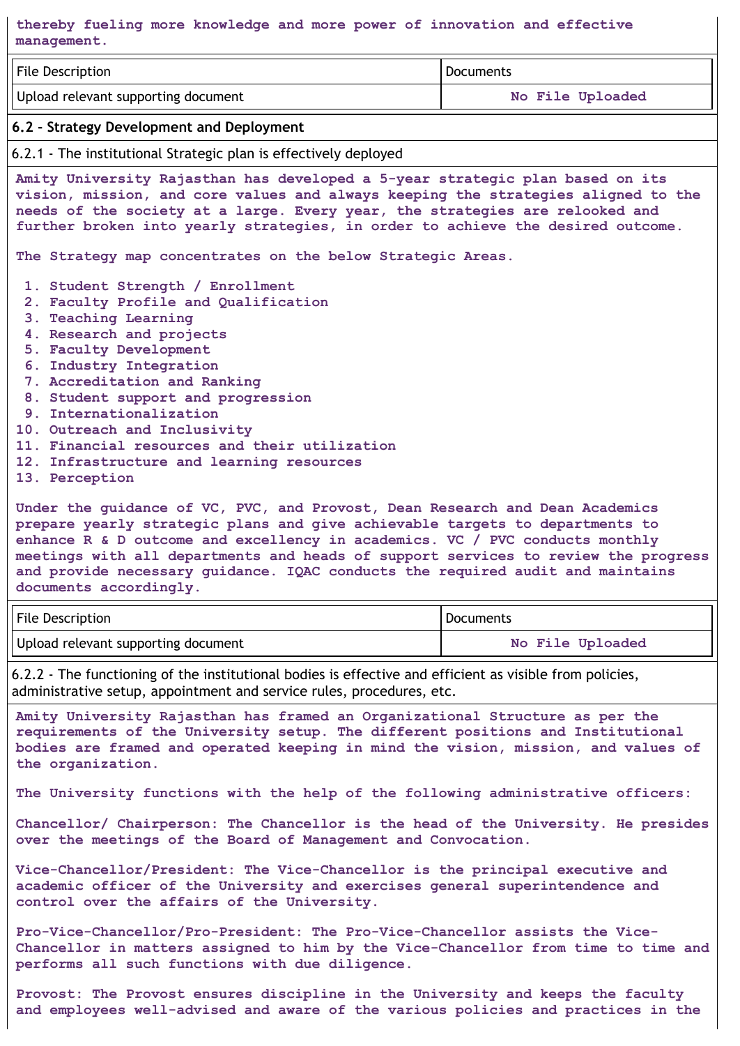thereby fueling more knowledge and more power of innovation and effective management.

| File Description | Documents |
|---|---|
| Upload relevant supporting document | No File Uploaded |

### 6.2 - Strategy Development and Deployment

6.2.1 - The institutional Strategic plan is effectively deployed

Amity University Rajasthan has developed a 5-year strategic plan based on its vision, mission, and core values and always keeping the strategies aligned to the needs of the society at a large. Every year, the strategies are relooked and further broken into yearly strategies, in order to achieve the desired outcome.

The Strategy map concentrates on the below Strategic Areas.

1. Student Strength / Enrollment
2. Faculty Profile and Qualification
3. Teaching Learning
4. Research and projects
5. Faculty Development
6. Industry Integration
7. Accreditation and Ranking
8. Student support and progression
9. Internationalization
10. Outreach and Inclusivity
11. Financial resources and their utilization
12. Infrastructure and learning resources
13. Perception

Under the guidance of VC, PVC, and Provost, Dean Research and Dean Academics prepare yearly strategic plans and give achievable targets to departments to enhance R & D outcome and excellency in academics. VC / PVC conducts monthly meetings with all departments and heads of support services to review the progress and provide necessary guidance. IQAC conducts the required audit and maintains documents accordingly.

| File Description | Documents |
|---|---|
| Upload relevant supporting document | No File Uploaded |

6.2.2 - The functioning of the institutional bodies is effective and efficient as visible from policies, administrative setup, appointment and service rules, procedures, etc.

Amity University Rajasthan has framed an Organizational Structure as per the requirements of the University setup. The different positions and Institutional bodies are framed and operated keeping in mind the vision, mission, and values of the organization.

The University functions with the help of the following administrative officers:

Chancellor/ Chairperson: The Chancellor is the head of the University. He presides over the meetings of the Board of Management and Convocation.

Vice-Chancellor/President: The Vice-Chancellor is the principal executive and academic officer of the University and exercises general superintendence and control over the affairs of the University.

Pro-Vice-Chancellor/Pro-President: The Pro-Vice-Chancellor assists the Vice-Chancellor in matters assigned to him by the Vice-Chancellor from time to time and performs all such functions with due diligence.

Provost: The Provost ensures discipline in the University and keeps the faculty and employees well-advised and aware of the various policies and practices in the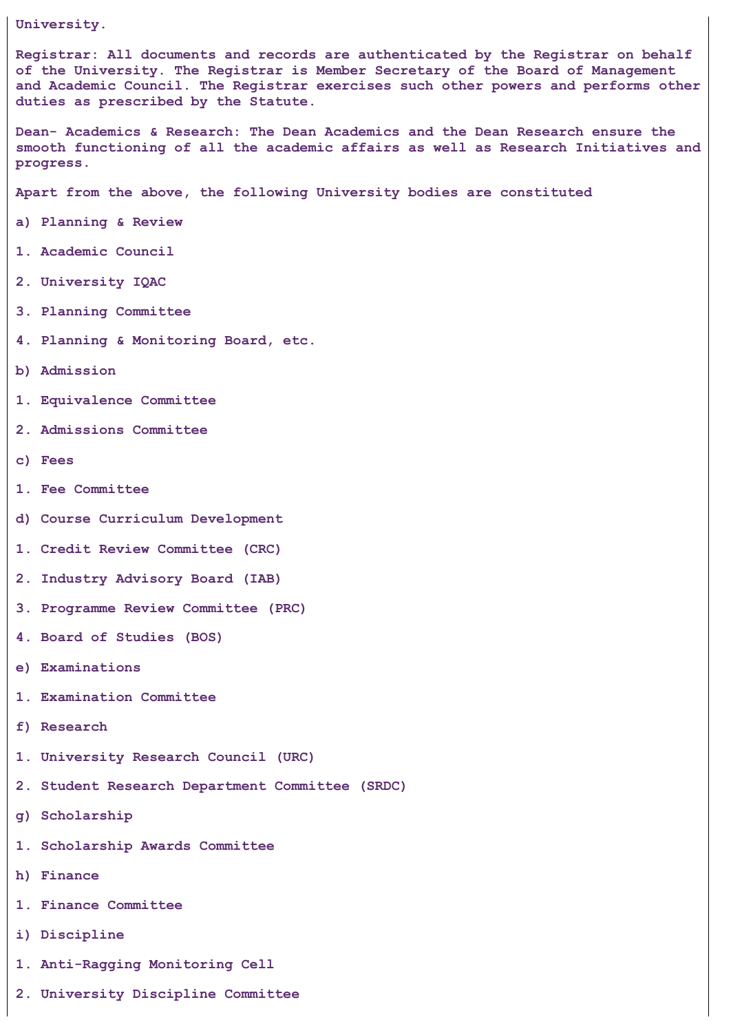University.

Registrar: All documents and records are authenticated by the Registrar on behalf of the University. The Registrar is Member Secretary of the Board of Management and Academic Council. The Registrar exercises such other powers and performs other duties as prescribed by the Statute.

Dean- Academics & Research: The Dean Academics and the Dean Research ensure the smooth functioning of all the academic affairs as well as Research Initiatives and progress.

Apart from the above, the following University bodies are constituted

a) Planning & Review

1. Academic Council

2. University IQAC

3. Planning Committee

4. Planning & Monitoring Board, etc.

b) Admission

1. Equivalence Committee

2. Admissions Committee

c) Fees

1. Fee Committee

d) Course Curriculum Development

1. Credit Review Committee (CRC)

2. Industry Advisory Board (IAB)

3. Programme Review Committee (PRC)

4. Board of Studies (BOS)

e) Examinations

1. Examination Committee

f) Research

1. University Research Council (URC)

2. Student Research Department Committee (SRDC)

g) Scholarship

1. Scholarship Awards Committee

h) Finance

1. Finance Committee

i) Discipline

1. Anti-Ragging Monitoring Cell

2. University Discipline Committee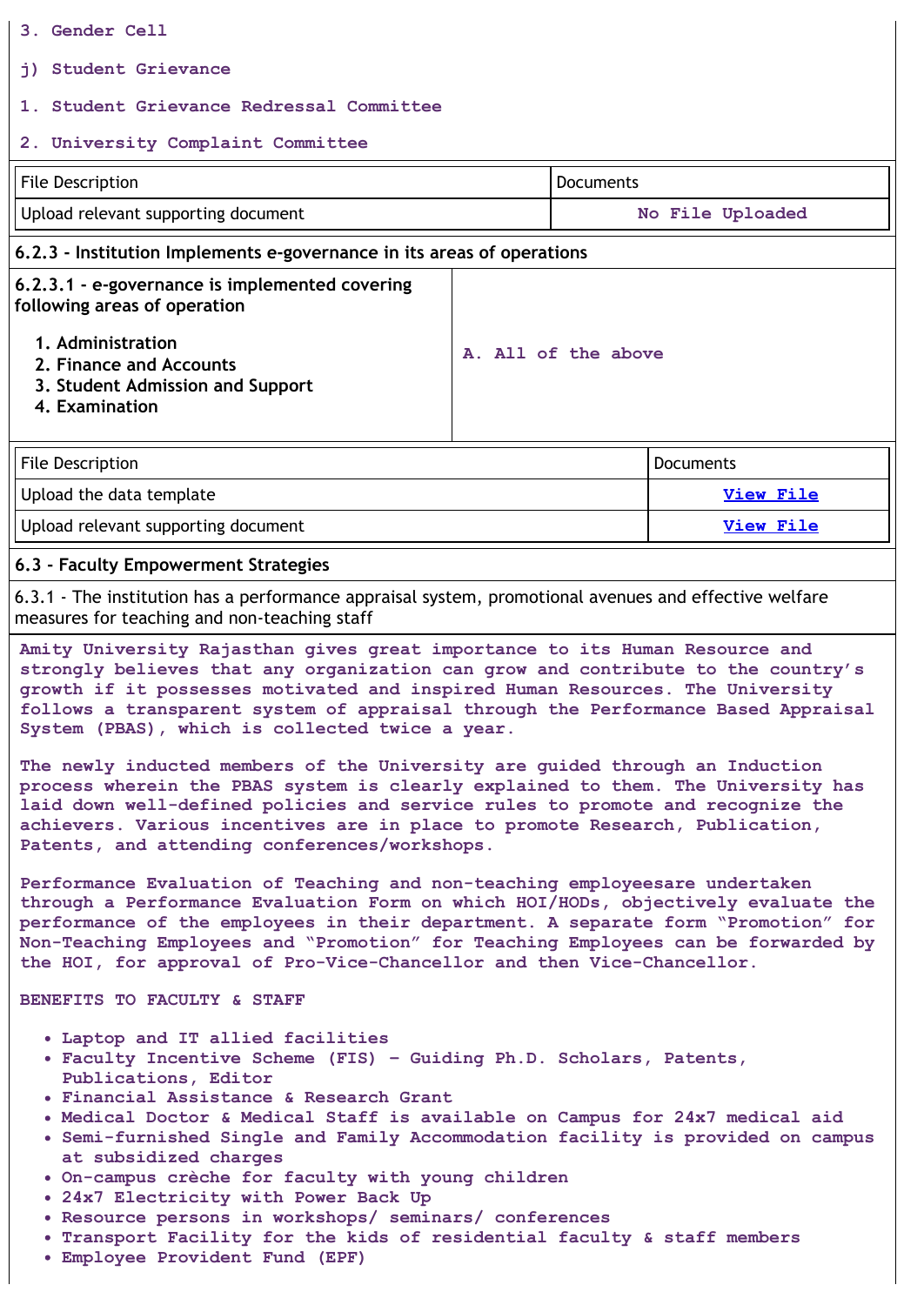3. Gender Cell

j) Student Grievance

1. Student Grievance Redressal Committee

2. University Complaint Committee

| File Description | Documents |
|---|---|
| Upload relevant supporting document | No File Uploaded |

**6.2.3 - Institution Implements e-governance in its areas of operations**

| 6.2.3.1 - e-governance is implemented covering following areas of operation<br>1. Administration<br>2. Finance and Accounts<br>3. Student Admission and Support<br>4. Examination | A. All of the above |
|---|---|

| File Description | Documents |
|---|---|
| Upload the data template | View File |
| Upload relevant supporting document | View File |

**6.3 - Faculty Empowerment Strategies**

6.3.1 - The institution has a performance appraisal system, promotional avenues and effective welfare measures for teaching and non-teaching staff

Amity University Rajasthan gives great importance to its Human Resource and strongly believes that any organization can grow and contribute to the country's growth if it possesses motivated and inspired Human Resources. The University follows a transparent system of appraisal through the Performance Based Appraisal System (PBAS), which is collected twice a year.

The newly inducted members of the University are guided through an Induction process wherein the PBAS system is clearly explained to them. The University has laid down well-defined policies and service rules to promote and recognize the achievers. Various incentives are in place to promote Research, Publication, Patents, and attending conferences/workshops.

Performance Evaluation of Teaching and non-teaching employeesare undertaken through a Performance Evaluation Form on which HOI/HODs, objectively evaluate the performance of the employees in their department. A separate form "Promotion" for Non-Teaching Employees and "Promotion" for Teaching Employees can be forwarded by the HOI, for approval of Pro-Vice-Chancellor and then Vice-Chancellor.

BENEFITS TO FACULTY & STAFF

- Laptop and IT allied facilities
- Faculty Incentive Scheme (FIS) – Guiding Ph.D. Scholars, Patents, Publications, Editor
- Financial Assistance & Research Grant
- Medical Doctor & Medical Staff is available on Campus for 24x7 medical aid
- Semi-furnished Single and Family Accommodation facility is provided on campus at subsidized charges
- On-campus crèche for faculty with young children
- 24x7 Electricity with Power Back Up
- Resource persons in workshops/ seminars/ conferences
- Transport Facility for the kids of residential faculty & staff members
- Employee Provident Fund (EPF)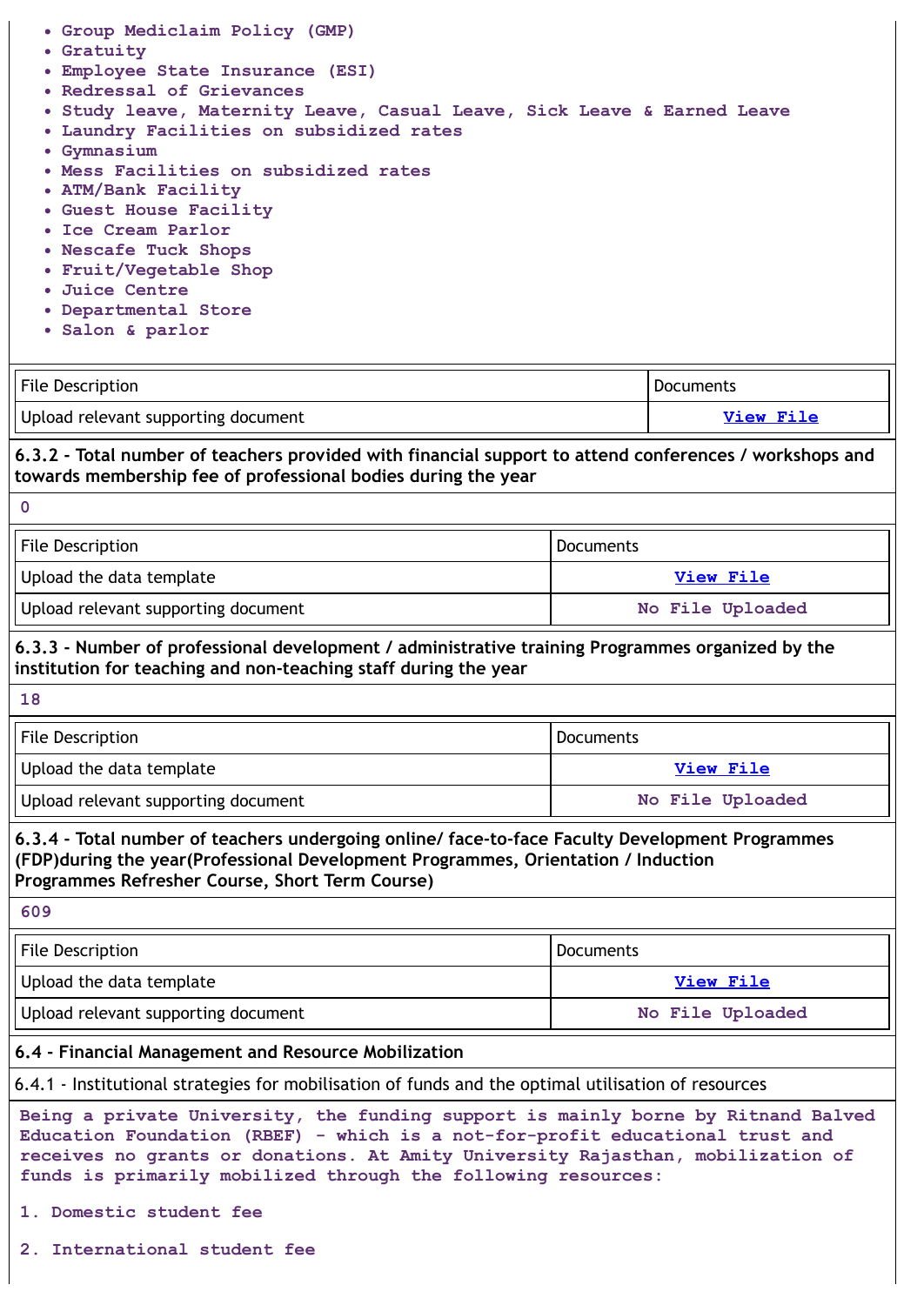- Group Mediclaim Policy (GMP)
- Gratuity
- Employee State Insurance (ESI)
- Redressal of Grievances
- Study leave, Maternity Leave, Casual Leave, Sick Leave & Earned Leave
- Laundry Facilities on subsidized rates
- Gymnasium
- Mess Facilities on subsidized rates
- ATM/Bank Facility
- Guest House Facility
- Ice Cream Parlor
- Nescafe Tuck Shops
- Fruit/Vegetable Shop
- Juice Centre
- Departmental Store
- Salon & parlor

| File Description | Documents |
|---|---|
| Upload relevant supporting document | View File |

**6.3.2 - Total number of teachers provided with financial support to attend conferences / workshops and towards membership fee of professional bodies during the year**

0

| File Description | Documents |
|---|---|
| Upload the data template | View File |
| Upload relevant supporting document | No File Uploaded |

**6.3.3 - Number of professional development / administrative training Programmes organized by the institution for teaching and non-teaching staff during the year**

18

| File Description | Documents |
|---|---|
| Upload the data template | View File |
| Upload relevant supporting document | No File Uploaded |

**6.3.4 - Total number of teachers undergoing online/ face-to-face Faculty Development Programmes (FDP)during the year(Professional Development Programmes, Orientation / Induction Programmes Refresher Course, Short Term Course)**

609

| File Description | Documents |
|---|---|
| Upload the data template | View File |
| Upload relevant supporting document | No File Uploaded |

**6.4 - Financial Management and Resource Mobilization**

6.4.1 - Institutional strategies for mobilisation of funds and the optimal utilisation of resources

Being a private University, the funding support is mainly borne by Ritnand Balved Education Foundation (RBEF) - which is a not-for-profit educational trust and receives no grants or donations. At Amity University Rajasthan, mobilization of funds is primarily mobilized through the following resources:

1. Domestic student fee

2. International student fee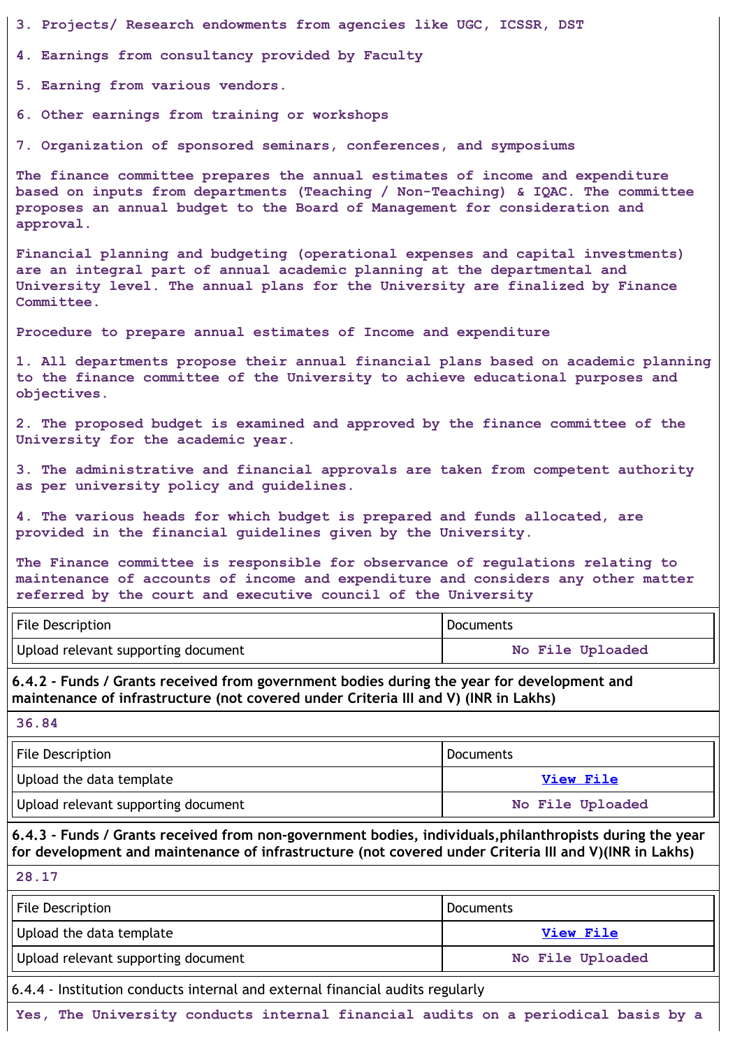3. Projects/ Research endowments from agencies like UGC, ICSSR, DST

4. Earnings from consultancy provided by Faculty

5. Earning from various vendors.

6. Other earnings from training or workshops

7. Organization of sponsored seminars, conferences, and symposiums

The finance committee prepares the annual estimates of income and expenditure based on inputs from departments (Teaching / Non-Teaching) & IQAC. The committee proposes an annual budget to the Board of Management for consideration and approval.

Financial planning and budgeting (operational expenses and capital investments) are an integral part of annual academic planning at the departmental and University level. The annual plans for the University are finalized by Finance Committee.

Procedure to prepare annual estimates of Income and expenditure

1. All departments propose their annual financial plans based on academic planning to the finance committee of the University to achieve educational purposes and objectives.

2. The proposed budget is examined and approved by the finance committee of the University for the academic year.

3. The administrative and financial approvals are taken from competent authority as per university policy and guidelines.

4. The various heads for which budget is prepared and funds allocated, are provided in the financial guidelines given by the University.

The Finance committee is responsible for observance of regulations relating to maintenance of accounts of income and expenditure and considers any other matter referred by the court and executive council of the University

| File Description | Documents |
|---|---|
| Upload relevant supporting document | No File Uploaded |

**6.4.2 - Funds / Grants received from government bodies during the year for development and maintenance of infrastructure (not covered under Criteria III and V) (INR in Lakhs)**

36.84

| File Description | Documents |
|---|---|
| Upload the data template | View File |
| Upload relevant supporting document | No File Uploaded |

**6.4.3 - Funds / Grants received from non-government bodies, individuals,philanthropists during the year for development and maintenance of infrastructure (not covered under Criteria III and V)(INR in Lakhs)**

28.17

| File Description | Documents |
|---|---|
| Upload the data template | View File |
| Upload relevant supporting document | No File Uploaded |

6.4.4 - Institution conducts internal and external financial audits regularly

Yes, The University conducts internal financial audits on a periodical basis by a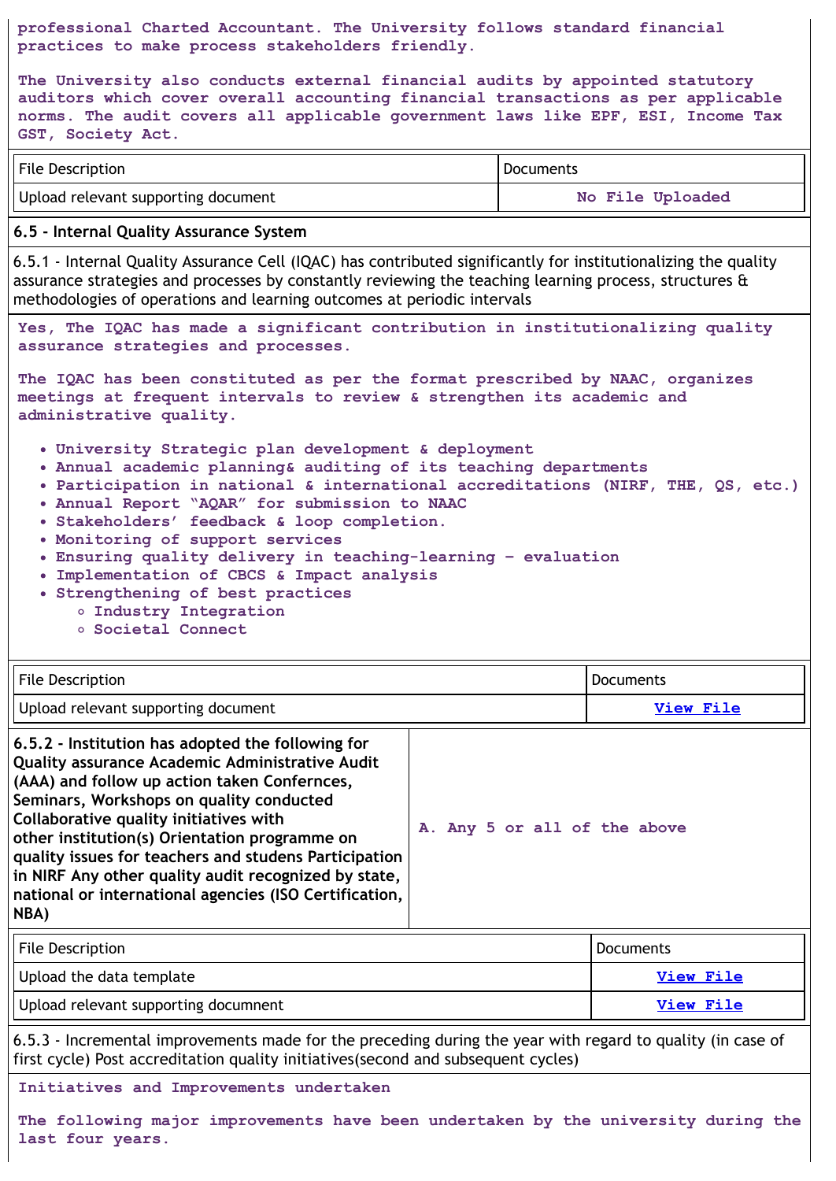professional Charted Accountant. The University follows standard financial practices to make process stakeholders friendly.

The University also conducts external financial audits by appointed statutory auditors which cover overall accounting financial transactions as per applicable norms. The audit covers all applicable government laws like EPF, ESI, Income Tax GST, Society Act.

| File Description | Documents |
|---|---|
| Upload relevant supporting document | No File Uploaded |

## 6.5 - Internal Quality Assurance System

6.5.1 - Internal Quality Assurance Cell (IQAC) has contributed significantly for institutionalizing the quality assurance strategies and processes by constantly reviewing the teaching learning process, structures & methodologies of operations and learning outcomes at periodic intervals

Yes, The IQAC has made a significant contribution in institutionalizing quality assurance strategies and processes.

The IQAC has been constituted as per the format prescribed by NAAC, organizes meetings at frequent intervals to review & strengthen its academic and administrative quality.

- University Strategic plan development & deployment
- Annual academic planning& auditing of its teaching departments
- Participation in national & international accreditations (NIRF, THE, QS, etc.)
- Annual Report "AQAR" for submission to NAAC
- Stakeholders' feedback & loop completion.
- Monitoring of support services
- Ensuring quality delivery in teaching-learning – evaluation
- Implementation of CBCS & Impact analysis
- Strengthening of best practices
  - Industry Integration
  - Societal Connect

| File Description | Documents |
|---|---|
| Upload relevant supporting document | View File |

| **6.5.2 - Institution has adopted the following for Quality assurance Academic Administrative Audit (AAA) and follow up action taken Confernces, Seminars, Workshops on quality conducted Collaborative quality initiatives with other institution(s) Orientation programme on quality issues for teachers and studens Participation in NIRF Any other quality audit recognized by state, national or international agencies (ISO Certification, NBA)** | A. Any 5 or all of the above |
|---|---|

| File Description | Documents |
|---|---|
| Upload the data template | View File |
| Upload relevant supporting docunment | View File |

6.5.3 - Incremental improvements made for the preceding during the year with regard to quality (in case of first cycle) Post accreditation quality initiatives(second and subsequent cycles)

Initiatives and Improvements undertaken

The following major improvements have been undertaken by the university during the last four years.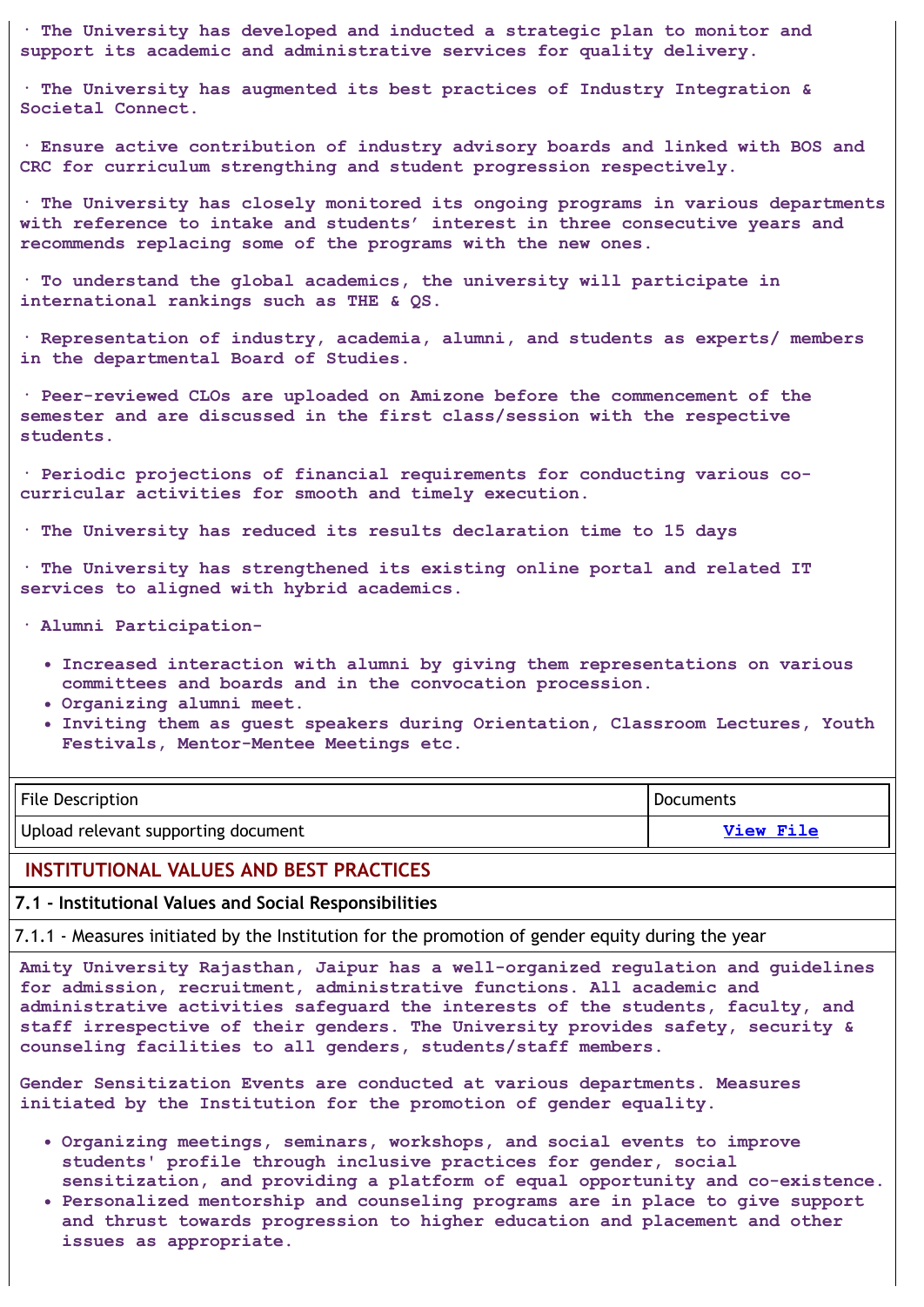· The University has developed and inducted a strategic plan to monitor and support its academic and administrative services for quality delivery.

· The University has augmented its best practices of Industry Integration & Societal Connect.

· Ensure active contribution of industry advisory boards and linked with BOS and CRC for curriculum strengthing and student progression respectively.

· The University has closely monitored its ongoing programs in various departments with reference to intake and students' interest in three consecutive years and recommends replacing some of the programs with the new ones.

· To understand the global academics, the university will participate in international rankings such as THE & QS.

· Representation of industry, academia, alumni, and students as experts/ members in the departmental Board of Studies.

· Peer-reviewed CLOs are uploaded on Amizone before the commencement of the semester and are discussed in the first class/session with the respective students.

· Periodic projections of financial requirements for conducting various co-curricular activities for smooth and timely execution.

· The University has reduced its results declaration time to 15 days

· The University has strengthened its existing online portal and related IT services to aligned with hybrid academics.

· Alumni Participation-

- Increased interaction with alumni by giving them representations on various committees and boards and in the convocation procession.
- Organizing alumni meet.
- Inviting them as guest speakers during Orientation, Classroom Lectures, Youth Festivals, Mentor-Mentee Meetings etc.

| File Description | Documents |
|---|---|
| Upload relevant supporting document | View File |

## INSTITUTIONAL VALUES AND BEST PRACTICES

### 7.1 - Institutional Values and Social Responsibilities

7.1.1 - Measures initiated by the Institution for the promotion of gender equity during the year

Amity University Rajasthan, Jaipur has a well-organized regulation and guidelines for admission, recruitment, administrative functions. All academic and administrative activities safeguard the interests of the students, faculty, and staff irrespective of their genders. The University provides safety, security & counseling facilities to all genders, students/staff members.

Gender Sensitization Events are conducted at various departments. Measures initiated by the Institution for the promotion of gender equality.

- Organizing meetings, seminars, workshops, and social events to improve students' profile through inclusive practices for gender, social sensitization, and providing a platform of equal opportunity and co-existence.
- Personalized mentorship and counseling programs are in place to give support and thrust towards progression to higher education and placement and other issues as appropriate.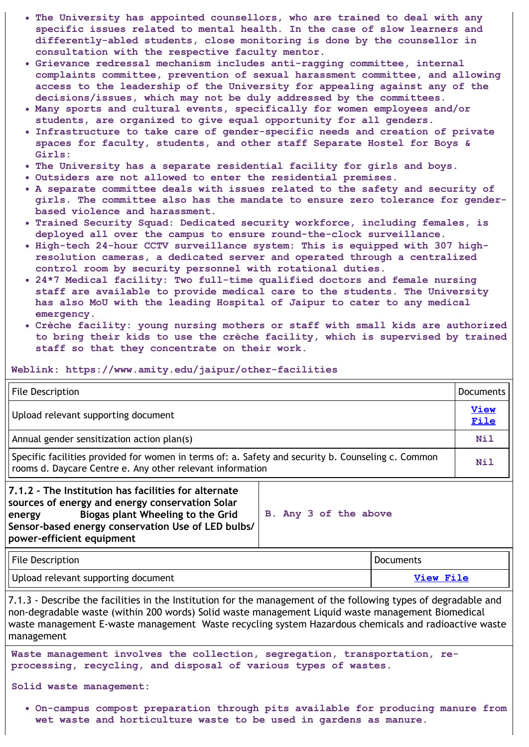- The University has appointed counsellors, who are trained to deal with any specific issues related to mental health. In the case of slow learners and differently-abled students, close monitoring is done by the counsellor in consultation with the respective faculty mentor.
- Grievance redressal mechanism includes anti-ragging committee, internal complaints committee, prevention of sexual harassment committee, and allowing access to the leadership of the University for appealing against any of the decisions/issues, which may not be duly addressed by the committees.
- Many sports and cultural events, specifically for women employees and/or students, are organized to give equal opportunity for all genders.
- Infrastructure to take care of gender-specific needs and creation of private spaces for faculty, students, and other staff Separate Hostel for Boys & Girls:
- The University has a separate residential facility for girls and boys.
- Outsiders are not allowed to enter the residential premises.
- A separate committee deals with issues related to the safety and security of girls. The committee also has the mandate to ensure zero tolerance for gender-based violence and harassment.
- Trained Security Squad: Dedicated security workforce, including females, is deployed all over the campus to ensure round-the-clock surveillance.
- High-tech 24-hour CCTV surveillance system: This is equipped with 307 high-resolution cameras, a dedicated server and operated through a centralized control room by security personnel with rotational duties.
- 24*7 Medical facility: Two full-time qualified doctors and female nursing staff are available to provide medical care to the students. The University has also MoU with the leading Hospital of Jaipur to cater to any medical emergency.
- Crèche facility: young nursing mothers or staff with small kids are authorized to bring their kids to use the crèche facility, which is supervised by trained staff so that they concentrate on their work.

Weblink: https://www.amity.edu/jaipur/other-facilities

| File Description | Documents |
|---|---|
| Upload relevant supporting document | View File |
| Annual gender sensitization action plan(s) | Nil |
| Specific facilities provided for women in terms of: a. Safety and security b. Counseling c. Common rooms d. Daycare Centre e. Any other relevant information | Nil |

| **7.1.2 - The Institution has facilities for alternate sources of energy and energy conservation Solar energy Biogas plant Wheeling to the Grid Sensor-based energy conservation Use of LED bulbs/ power-efficient equipment** | B. Any 3 of the above |
|---|---|

| File Description | Documents |
|---|---|
| Upload relevant supporting document | View File |

7.1.3 - Describe the facilities in the Institution for the management of the following types of degradable and non-degradable waste (within 200 words) Solid waste management Liquid waste management Biomedical waste management E-waste management Waste recycling system Hazardous chemicals and radioactive waste management

Waste management involves the collection, segregation, transportation, re-processing, recycling, and disposal of various types of wastes.

Solid waste management:

- On-campus compost preparation through pits available for producing manure from wet waste and horticulture waste to be used in gardens as manure.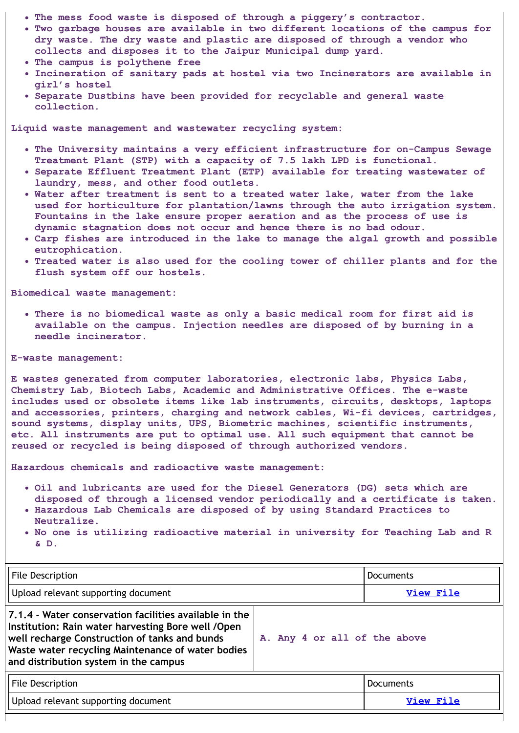- The mess food waste is disposed of through a piggery's contractor.
- Two garbage houses are available in two different locations of the campus for dry waste. The dry waste and plastic are disposed of through a vendor who collects and disposes it to the Jaipur Municipal dump yard.
- The campus is polythene free
- Incineration of sanitary pads at hostel via two Incinerators are available in girl's hostel
- Separate Dustbins have been provided for recyclable and general waste collection.

Liquid waste management and wastewater recycling system:

- The University maintains a very efficient infrastructure for on-Campus Sewage Treatment Plant (STP) with a capacity of 7.5 lakh LPD is functional.
- Separate Effluent Treatment Plant (ETP) available for treating wastewater of laundry, mess, and other food outlets.
- Water after treatment is sent to a treated water lake, water from the lake used for horticulture for plantation/lawns through the auto irrigation system. Fountains in the lake ensure proper aeration and as the process of use is dynamic stagnation does not occur and hence there is no bad odour.
- Carp fishes are introduced in the lake to manage the algal growth and possible eutrophication.
- Treated water is also used for the cooling tower of chiller plants and for the flush system off our hostels.

Biomedical waste management:

- There is no biomedical waste as only a basic medical room for first aid is available on the campus. Injection needles are disposed of by burning in a needle incinerator.

E-waste management:

E wastes generated from computer laboratories, electronic labs, Physics Labs, Chemistry Lab, Biotech Labs, Academic and Administrative Offices. The e-waste includes used or obsolete items like lab instruments, circuits, desktops, laptops and accessories, printers, charging and network cables, Wi-fi devices, cartridges, sound systems, display units, UPS, Biometric machines, scientific instruments, etc. All instruments are put to optimal use. All such equipment that cannot be reused or recycled is being disposed of through authorized vendors.

Hazardous chemicals and radioactive waste management:

- Oil and lubricants are used for the Diesel Generators (DG) sets which are disposed of through a licensed vendor periodically and a certificate is taken.
- Hazardous Lab Chemicals are disposed of by using Standard Practices to Neutralize.
- No one is utilizing radioactive material in university for Teaching Lab and R & D.

| File Description | Documents |
|---|---|
| Upload relevant supporting document | View File |

| 7.1.4 - Water conservation facilities available in the Institution: Rain water harvesting Bore well /Open well recharge Construction of tanks and bunds Waste water recycling Maintenance of water bodies and distribution system in the campus | A. Any 4 or all of the above |
|---|---|

| File Description | Documents |
|---|---|
| Upload relevant supporting document | View File |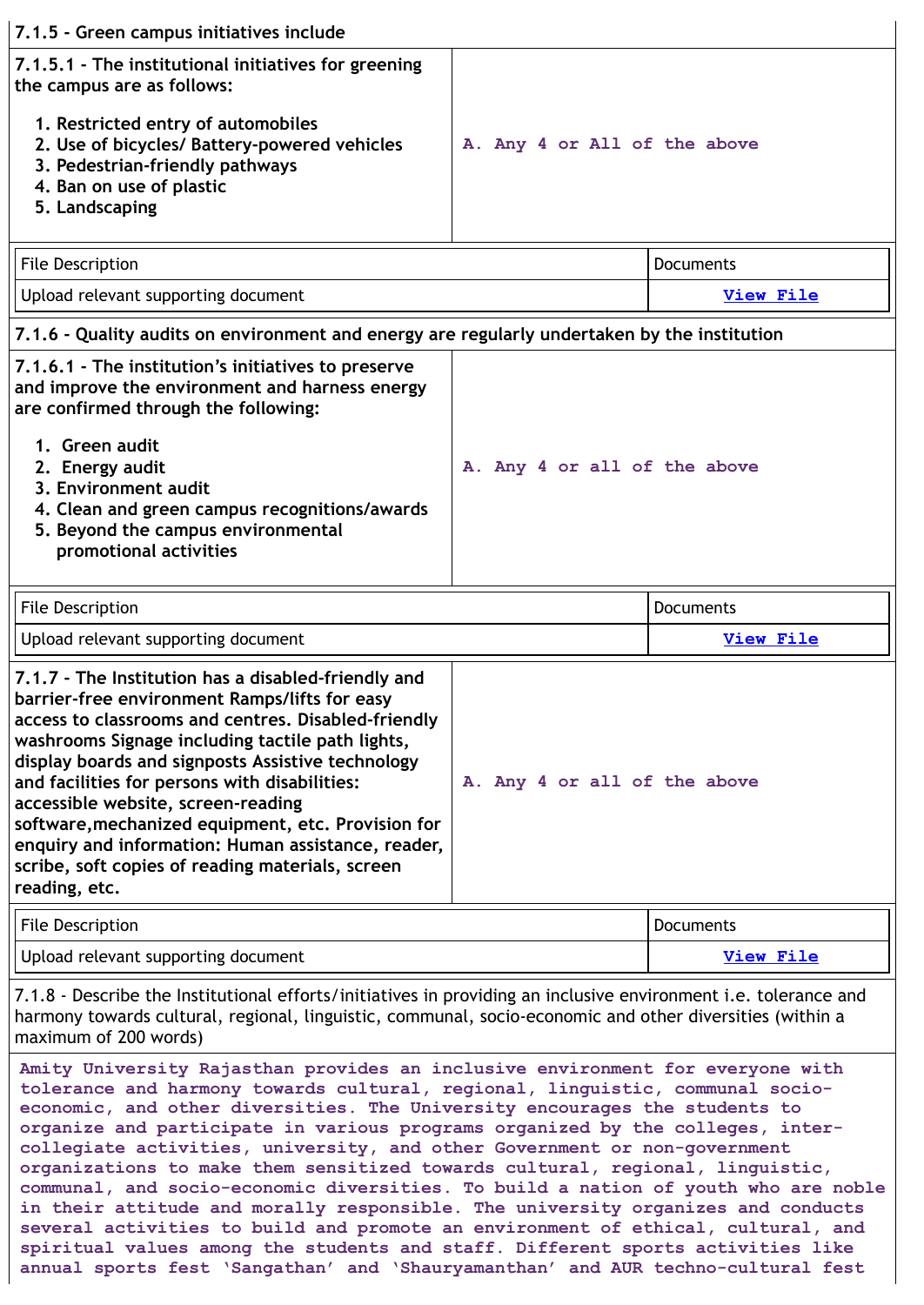**7.1.5 - Green campus initiatives include**

| 7.1.5.1 - The institutional initiatives for greening the campus are as follows:<br><br>1. Restricted entry of automobiles<br>2. Use of bicycles/ Battery-powered vehicles<br>3. Pedestrian-friendly pathways<br>4. Ban on use of plastic<br>5. Landscaping | A. Any 4 or All of the above |
|---|---|

| File Description | Documents |
|---|---|
| Upload relevant supporting document | View File |

**7.1.6 - Quality audits on environment and energy are regularly undertaken by the institution**

| 7.1.6.1 - The institution's initiatives to preserve and improve the environment and harness energy are confirmed through the following:<br><br>1. Green audit<br>2. Energy audit<br>3. Environment audit<br>4. Clean and green campus recognitions/awards<br>5. Beyond the campus environmental promotional activities | A. Any 4 or all of the above |
|---|---|

| File Description | Documents |
|---|---|
| Upload relevant supporting document | View File |

| 7.1.7 - The Institution has a disabled-friendly and barrier-free environment Ramps/lifts for easy access to classrooms and centres. Disabled-friendly washrooms Signage including tactile path lights, display boards and signposts Assistive technology and facilities for persons with disabilities: accessible website, screen-reading software,mechanized equipment, etc. Provision for enquiry and information: Human assistance, reader, scribe, soft copies of reading materials, screen reading, etc. | A. Any 4 or all of the above |
|---|---|

| File Description | Documents |
|---|---|
| Upload relevant supporting document | View File |

7.1.8 - Describe the Institutional efforts/initiatives in providing an inclusive environment i.e. tolerance and harmony towards cultural, regional, linguistic, communal, socio-economic and other diversities (within a maximum of 200 words)

Amity University Rajasthan provides an inclusive environment for everyone with tolerance and harmony towards cultural, regional, linguistic, communal socio-economic, and other diversities. The University encourages the students to organize and participate in various programs organized by the colleges, inter-collegiate activities, university, and other Government or non-government organizations to make them sensitized towards cultural, regional, linguistic, communal, and socio-economic diversities. To build a nation of youth who are noble in their attitude and morally responsible. The university organizes and conducts several activities to build and promote an environment of ethical, cultural, and spiritual values among the students and staff. Different sports activities like annual sports fest 'Sangathan' and 'Shauryamanthan' and AUR techno-cultural fest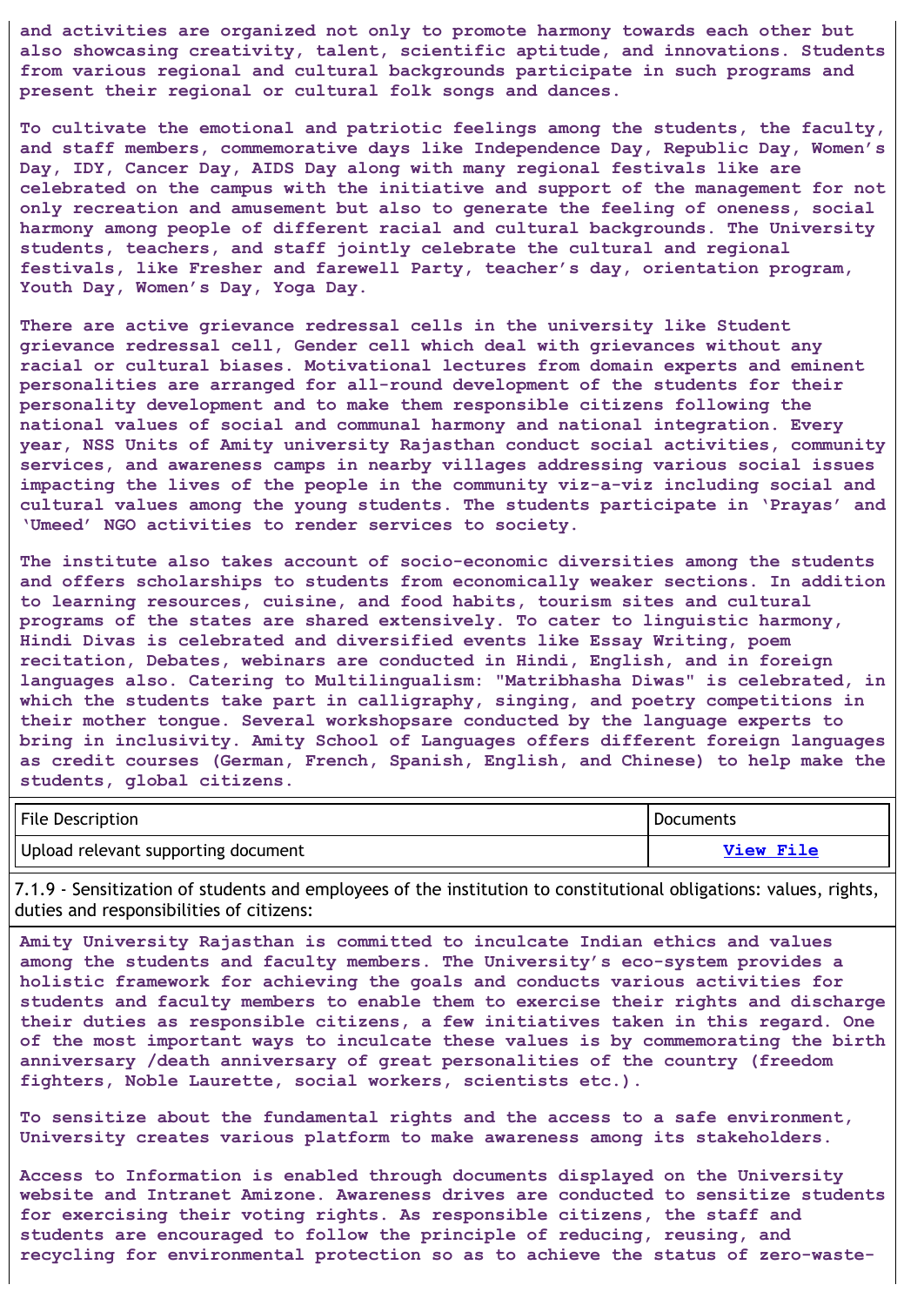**and activities are organized not only to promote harmony towards each other but also showcasing creativity, talent, scientific aptitude, and innovations. Students from various regional and cultural backgrounds participate in such programs and present their regional or cultural folk songs and dances.**

**To cultivate the emotional and patriotic feelings among the students, the faculty, and staff members, commemorative days like Independence Day, Republic Day, Women's Day, IDY, Cancer Day, AIDS Day along with many regional festivals like are celebrated on the campus with the initiative and support of the management for not only recreation and amusement but also to generate the feeling of oneness, social harmony among people of different racial and cultural backgrounds. The University students, teachers, and staff jointly celebrate the cultural and regional festivals, like Fresher and farewell Party, teacher's day, orientation program, Youth Day, Women's Day, Yoga Day.**

**There are active grievance redressal cells in the university like Student grievance redressal cell, Gender cell which deal with grievances without any racial or cultural biases. Motivational lectures from domain experts and eminent personalities are arranged for all-round development of the students for their personality development and to make them responsible citizens following the national values of social and communal harmony and national integration. Every year, NSS Units of Amity university Rajasthan conduct social activities, community services, and awareness camps in nearby villages addressing various social issues impacting the lives of the people in the community viz-a-viz including social and cultural values among the young students. The students participate in 'Prayas' and 'Umeed' NGO activities to render services to society.**

**The institute also takes account of socio-economic diversities among the students and offers scholarships to students from economically weaker sections. In addition to learning resources, cuisine, and food habits, tourism sites and cultural programs of the states are shared extensively. To cater to linguistic harmony, Hindi Divas is celebrated and diversified events like Essay Writing, poem recitation, Debates, webinars are conducted in Hindi, English, and in foreign languages also. Catering to Multilingualism: "Matribhasha Diwas" is celebrated, in which the students take part in calligraphy, singing, and poetry competitions in their mother tongue. Several workshopsare conducted by the language experts to bring in inclusivity. Amity School of Languages offers different foreign languages as credit courses (German, French, Spanish, English, and Chinese) to help make the students, global citizens.**

| File Description | Documents |
|---|---|
| Upload relevant supporting document | [View File] |

7.1.9 - Sensitization of students and employees of the institution to constitutional obligations: values, rights, duties and responsibilities of citizens:

**Amity University Rajasthan is committed to inculcate Indian ethics and values among the students and faculty members. The University's eco-system provides a holistic framework for achieving the goals and conducts various activities for students and faculty members to enable them to exercise their rights and discharge their duties as responsible citizens, a few initiatives taken in this regard. One of the most important ways to inculcate these values is by commemorating the birth anniversary /death anniversary of great personalities of the country (freedom fighters, Noble Laurette, social workers, scientists etc.).**

**To sensitize about the fundamental rights and the access to a safe environment, University creates various platform to make awareness among its stakeholders.**

**Access to Information is enabled through documents displayed on the University website and Intranet Amizone. Awareness drives are conducted to sensitize students for exercising their voting rights. As responsible citizens, the staff and students are encouraged to follow the principle of reducing, reusing, and recycling for environmental protection so as to achieve the status of zero-waste-**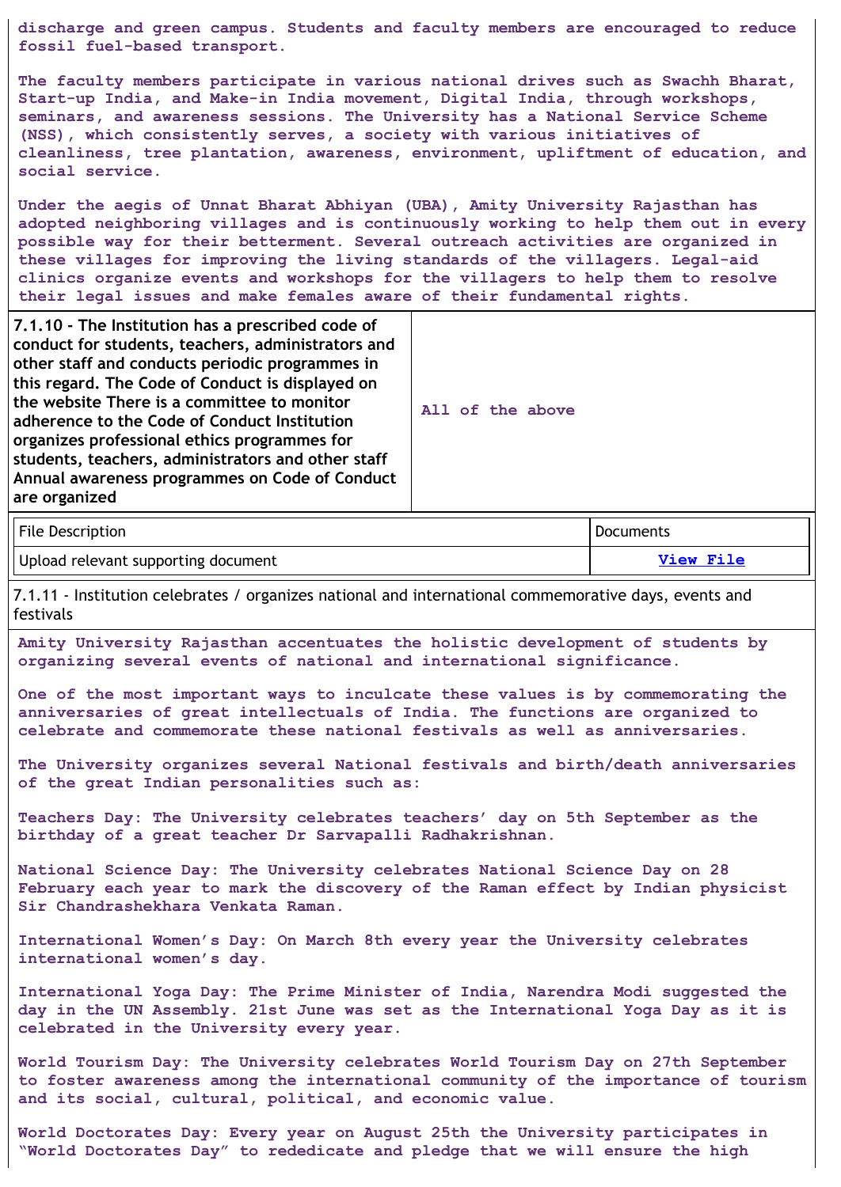discharge and green campus. Students and faculty members are encouraged to reduce fossil fuel-based transport.

The faculty members participate in various national drives such as Swachh Bharat, Start-up India, and Make-in India movement, Digital India, through workshops, seminars, and awareness sessions. The University has a National Service Scheme (NSS), which consistently serves, a society with various initiatives of cleanliness, tree plantation, awareness, environment, upliftment of education, and social service.

Under the aegis of Unnat Bharat Abhiyan (UBA), Amity University Rajasthan has adopted neighboring villages and is continuously working to help them out in every possible way for their betterment. Several outreach activities are organized in these villages for improving the living standards of the villagers. Legal-aid clinics organize events and workshops for the villagers to help them to resolve their legal issues and make females aware of their fundamental rights.

| 7.1.10 - The Institution has a prescribed code of conduct for students, teachers, administrators and other staff and conducts periodic programmes in this regard. The Code of Conduct is displayed on the website There is a committee to monitor adherence to the Code of Conduct Institution organizes professional ethics programmes for students, teachers, administrators and other staff Annual awareness programmes on Code of Conduct are organized | All of the above |
|---|---|

| File Description | Documents |
|---|---|
| Upload relevant supporting document | View File |

7.1.11 - Institution celebrates / organizes national and international commemorative days, events and festivals

Amity University Rajasthan accentuates the holistic development of students by organizing several events of national and international significance.

One of the most important ways to inculcate these values is by commemorating the anniversaries of great intellectuals of India. The functions are organized to celebrate and commemorate these national festivals as well as anniversaries.

The University organizes several National festivals and birth/death anniversaries of the great Indian personalities such as:

Teachers Day: The University celebrates teachers' day on 5th September as the birthday of a great teacher Dr Sarvapalli Radhakrishnan.

National Science Day: The University celebrates National Science Day on 28 February each year to mark the discovery of the Raman effect by Indian physicist Sir Chandrashekhara Venkata Raman.

International Women's Day: On March 8th every year the University celebrates international women's day.

International Yoga Day: The Prime Minister of India, Narendra Modi suggested the day in the UN Assembly. 21st June was set as the International Yoga Day as it is celebrated in the University every year.

World Tourism Day: The University celebrates World Tourism Day on 27th September to foster awareness among the international community of the importance of tourism and its social, cultural, political, and economic value.

World Doctorates Day: Every year on August 25th the University participates in "World Doctorates Day" to rededicate and pledge that we will ensure the high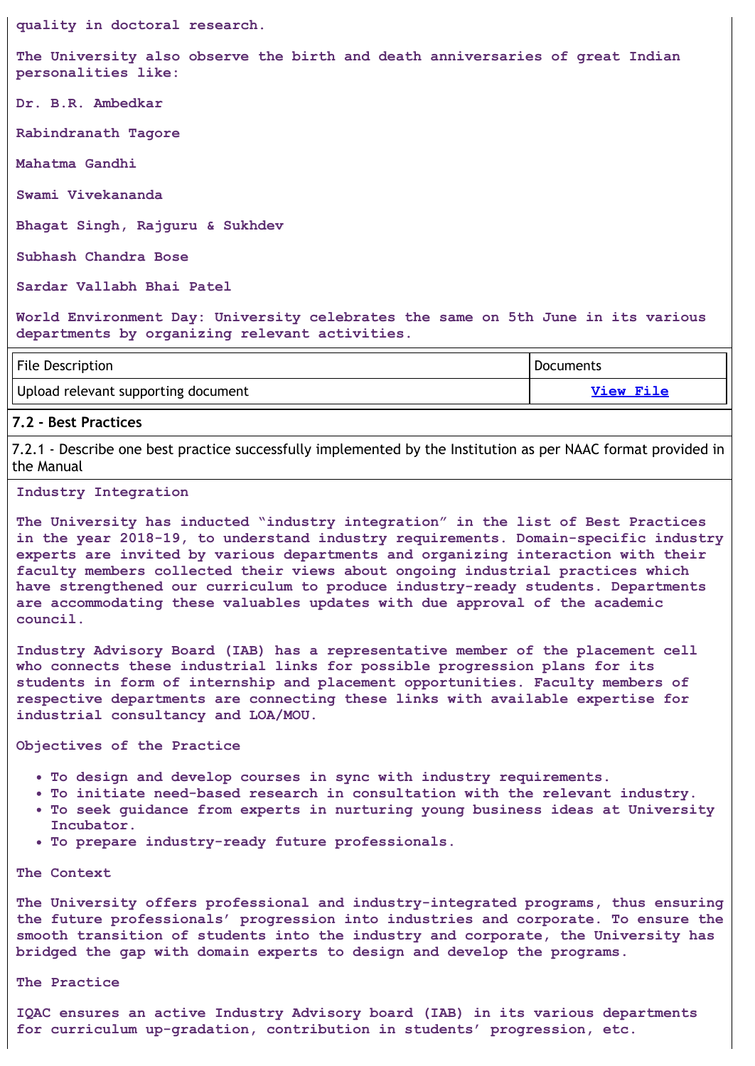quality in doctoral research.

The University also observe the birth and death anniversaries of great Indian personalities like:

Dr. B.R. Ambedkar

Rabindranath Tagore

Mahatma Gandhi

Swami Vivekananda

Bhagat Singh, Rajguru & Sukhdev

Subhash Chandra Bose

Sardar Vallabh Bhai Patel

World Environment Day: University celebrates the same on 5th June in its various departments by organizing relevant activities.

| File Description | Documents |
|---|---|
| Upload relevant supporting document | View File |

## 7.2 - Best Practices

7.2.1 - Describe one best practice successfully implemented by the Institution as per NAAC format provided in the Manual

Industry Integration

The University has inducted “industry integration” in the list of Best Practices in the year 2018-19, to understand industry requirements. Domain-specific industry experts are invited by various departments and organizing interaction with their faculty members collected their views about ongoing industrial practices which have strengthened our curriculum to produce industry-ready students. Departments are accommodating these valuables updates with due approval of the academic council.

Industry Advisory Board (IAB) has a representative member of the placement cell who connects these industrial links for possible progression plans for its students in form of internship and placement opportunities. Faculty members of respective departments are connecting these links with available expertise for industrial consultancy and LOA/MOU.

Objectives of the Practice

- To design and develop courses in sync with industry requirements.
- To initiate need-based research in consultation with the relevant industry.
- To seek guidance from experts in nurturing young business ideas at University Incubator.
- To prepare industry-ready future professionals.

The Context

The University offers professional and industry-integrated programs, thus ensuring the future professionals’ progression into industries and corporate. To ensure the smooth transition of students into the industry and corporate, the University has bridged the gap with domain experts to design and develop the programs.

The Practice

IQAC ensures an active Industry Advisory board (IAB) in its various departments for curriculum up-gradation, contribution in students’ progression, etc.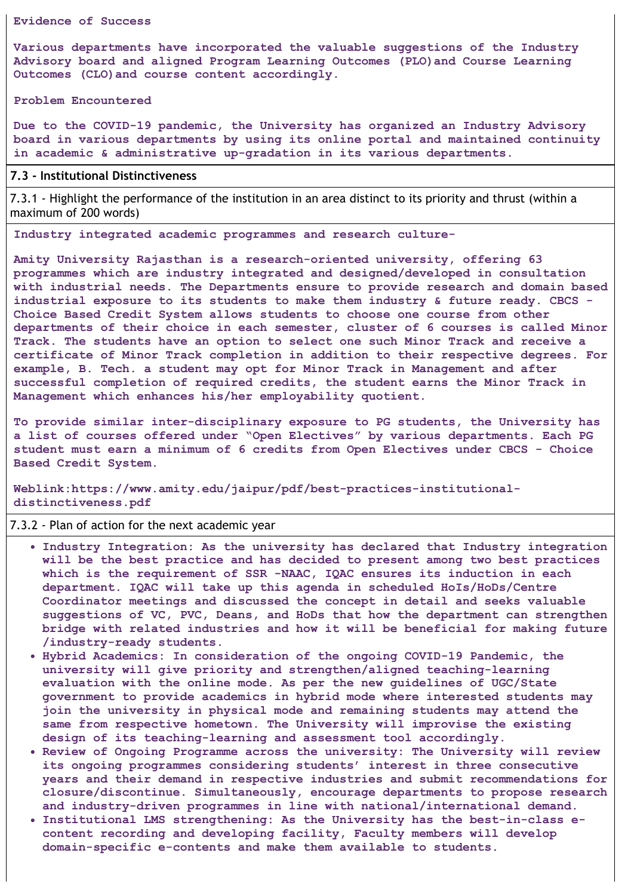**Evidence of Success**

**Various departments have incorporated the valuable suggestions of the Industry Advisory board and aligned Program Learning Outcomes (PLO)and Course Learning Outcomes (CLO)and course content accordingly.**

**Problem Encountered**

**Due to the COVID-19 pandemic, the University has organized an Industry Advisory board in various departments by using its online portal and maintained continuity in academic & administrative up-gradation in its various departments.**

## 7.3 - Institutional Distinctiveness

7.3.1 - Highlight the performance of the institution in an area distinct to its priority and thrust (within a maximum of 200 words)

**Industry integrated academic programmes and research culture-**

**Amity University Rajasthan is a research-oriented university, offering 63 programmes which are industry integrated and designed/developed in consultation with industrial needs. The Departments ensure to provide research and domain based industrial exposure to its students to make them industry & future ready. CBCS - Choice Based Credit System allows students to choose one course from other departments of their choice in each semester, cluster of 6 courses is called Minor Track. The students have an option to select one such Minor Track and receive a certificate of Minor Track completion in addition to their respective degrees. For example, B. Tech. a student may opt for Minor Track in Management and after successful completion of required credits, the student earns the Minor Track in Management which enhances his/her employability quotient.**

**To provide similar inter-disciplinary exposure to PG students, the University has a list of courses offered under "Open Electives" by various departments. Each PG student must earn a minimum of 6 credits from Open Electives under CBCS - Choice Based Credit System.**

**Weblink:https://www.amity.edu/jaipur/pdf/best-practices-institutional-distinctiveness.pdf**

7.3.2 - Plan of action for the next academic year

- **Industry Integration: As the university has declared that Industry integration will be the best practice and has decided to present among two best practices which is the requirement of SSR -NAAC, IQAC ensures its induction in each department. IQAC will take up this agenda in scheduled HoIs/HoDs/Centre Coordinator meetings and discussed the concept in detail and seeks valuable suggestions of VC, PVC, Deans, and HoDs that how the department can strengthen bridge with related industries and how it will be beneficial for making future /industry-ready students.**
- **Hybrid Academics: In consideration of the ongoing COVID-19 Pandemic, the university will give priority and strengthen/aligned teaching-learning evaluation with the online mode. As per the new guidelines of UGC/State government to provide academics in hybrid mode where interested students may join the university in physical mode and remaining students may attend the same from respective hometown. The University will improvise the existing design of its teaching-learning and assessment tool accordingly.**
- **Review of Ongoing Programme across the university: The University will review its ongoing programmes considering students' interest in three consecutive years and their demand in respective industries and submit recommendations for closure/discontinue. Simultaneously, encourage departments to propose research and industry-driven programmes in line with national/international demand.**
- **Institutional LMS strengthening: As the University has the best-in-class e-content recording and developing facility, Faculty members will develop domain-specific e-contents and make them available to students.**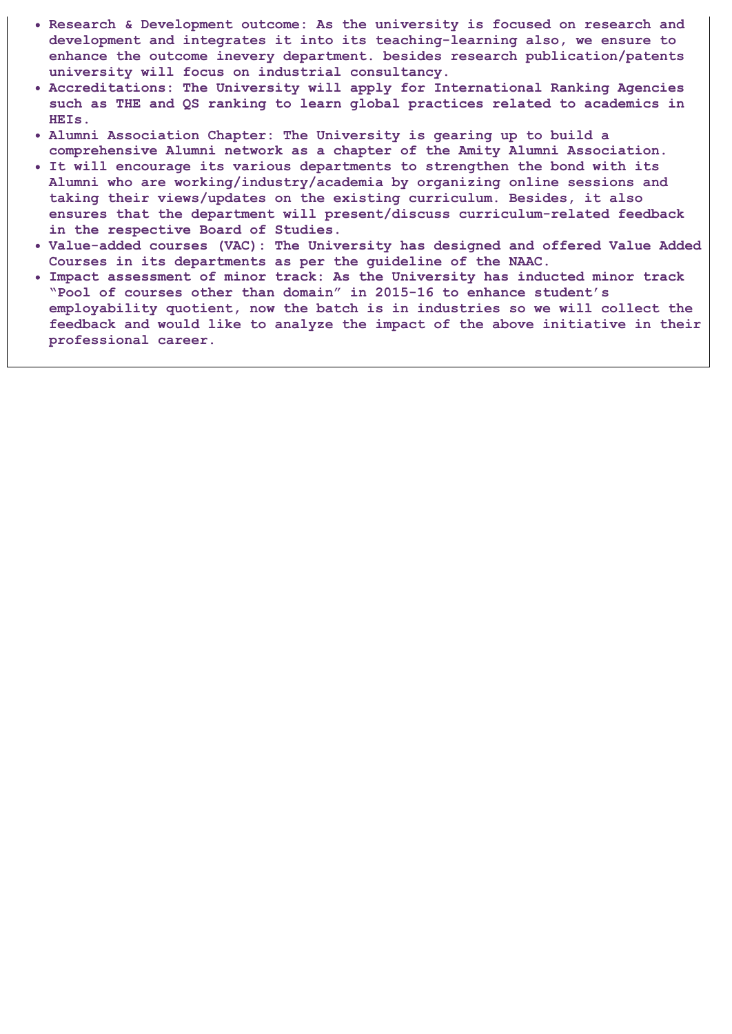- **Research & Development outcome: As the university is focused on research and development and integrates it into its teaching-learning also, we ensure to enhance the outcome inevery department. besides research publication/patents university will focus on industrial consultancy.**
- **Accreditations: The University will apply for International Ranking Agencies such as THE and QS ranking to learn global practices related to academics in HEIs.**
- **Alumni Association Chapter: The University is gearing up to build a comprehensive Alumni network as a chapter of the Amity Alumni Association.**
- **It will encourage its various departments to strengthen the bond with its Alumni who are working/industry/academia by organizing online sessions and taking their views/updates on the existing curriculum. Besides, it also ensures that the department will present/discuss curriculum-related feedback in the respective Board of Studies.**
- **Value-added courses (VAC): The University has designed and offered Value Added Courses in its departments as per the guideline of the NAAC.**
- **Impact assessment of minor track: As the University has inducted minor track "Pool of courses other than domain" in 2015-16 to enhance student's employability quotient, now the batch is in industries so we will collect the feedback and would like to analyze the impact of the above initiative in their professional career.**